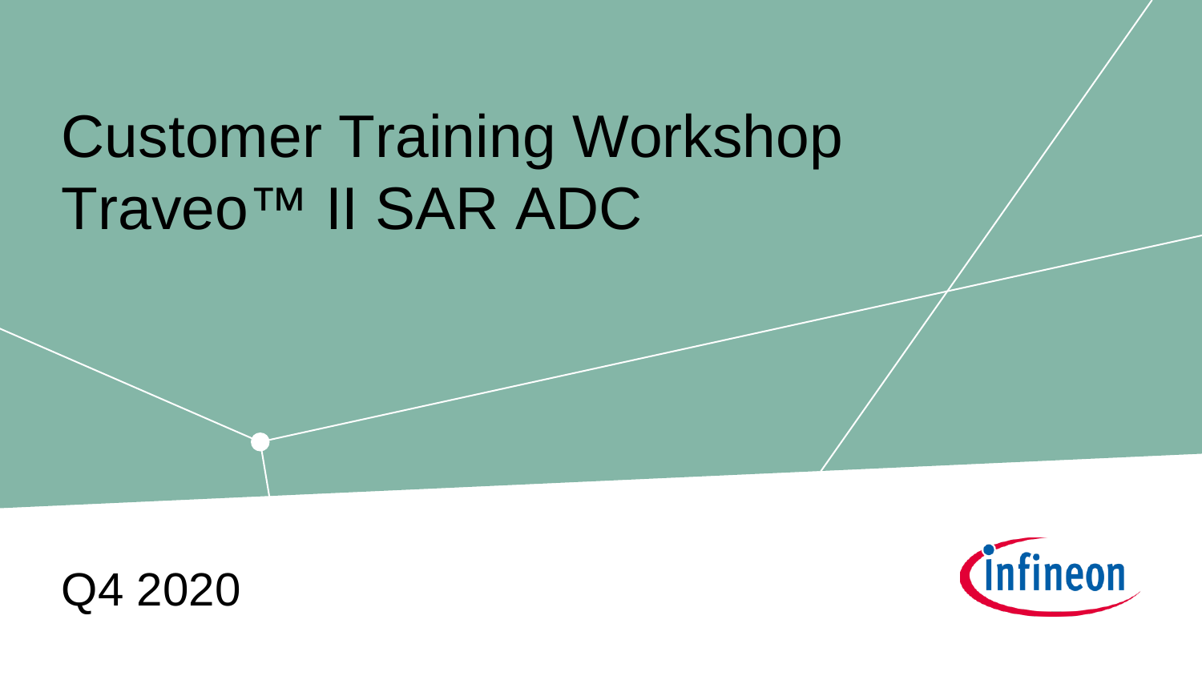# Customer Training Workshop Traveo™ II SAR ADC

Q4 2020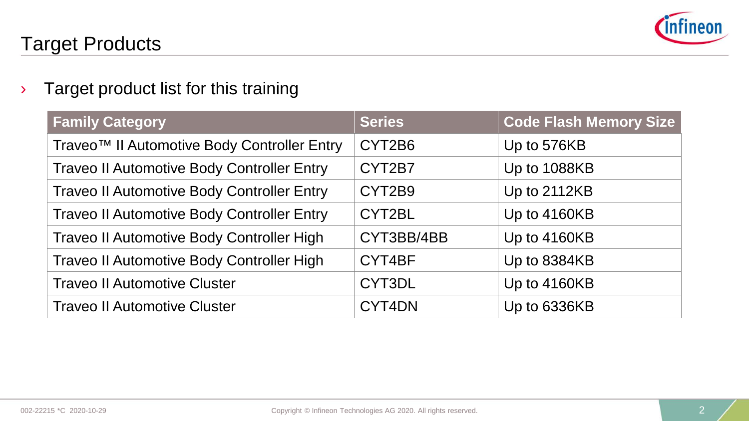# Target Products

› Target product list for this training

| Family Category | Series | Code Flash Memory Size |
|---|---|---|
| Traveo™ II Automotive Body Controller Entry | CYT2B6 | Up to 576KB |
| Traveo II Automotive Body Controller Entry | CYT2B7 | Up to 1088KB |
| Traveo II Automotive Body Controller Entry | CYT2B9 | Up to 2112KB |
| Traveo II Automotive Body Controller Entry | CYT2BL | Up to 4160KB |
| Traveo II Automotive Body Controller High | CYT3BB/4BB | Up to 4160KB |
| Traveo II Automotive Body Controller High | CYT4BF | Up to 8384KB |
| Traveo II Automotive Cluster | CYT3DL | Up to 4160KB |
| Traveo II Automotive Cluster | CYT4DN | Up to 6336KB |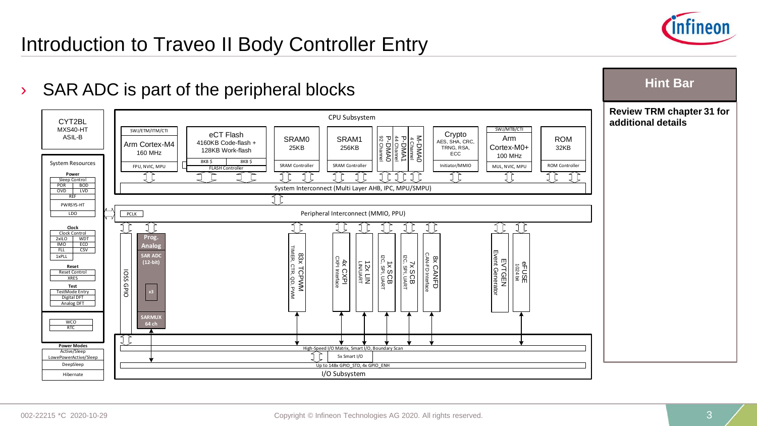# Introduction to Traveo II Body Controller Entry

› SAR ADC is part of the peripheral blocks

**Hint Bar**

**Review TRM chapter 31 for additional details**

CYT2BL
MXS40-HT
ASIL-B

System Resources

**Power**
Sleep Control
POR | BOD
OVD | LVD
REF
PWRSYS-HT
LDO

**Clock**
Clock Control
2xILO | WDT
IMO | ECO
FLL | CSV
1xPLL

**Reset**
Reset Control
XRES

**Test**
TestMode Entry
Digital DFT
Analog DFT

WCO
RTC

**Power Modes**
Active/Sleep
LowePowerActive/Sleep
DeepSleep
Hibernate

CPU Subsystem

- SWJ/ETM/ITM/CTI — Arm Cortex-M4, 160 MHz — FPU, NVIC, MPU
- eCT Flash: 4160KB Code-flash + 128KB Work-flash — 8KB $ | 8KB $ — FLASH Controller
- SRAM0 25KB — SRAM Controller
- SRAM1 256KB — SRAM Controller
- P-DMA0 92 Channel
- P-DMA1 44 Channel
- M-DMA0 4 Channel
- Crypto: AES, SHA, CRC, TRNG, RSA, ECC — Initiator/MMIO
- SWJ/MTB/CTI — Arm Cortex-M0+, 100 MHz — MUL, NVIC, MPU
- ROM 32KB — ROM Controller

System Interconnect (Multi Layer AHB, IPC, MPU/SMPU)

PCLK — Peripheral Interconnect (MMIO, PPU)

- IOSS GPIO
- Prog. Analog: SAR ADC (12-bit), x3, SARMUX 64 ch
- 83x TCPWM — TIMER, CTR, QD, PWM
- 4x CXPI — CXPI Interface
- 12x LIN — LIN/UART
- 1x SCB — I2C, SPI, UART
- 7x SCB — I2C, SPI, UART
- 8x CANFD — CAN-FD Interface
- EVTGEN — Event Generator
- eFUSE — 1024 bit

High-Speed I/O Matrix, Smart I/O, Boundary Scan
5x Smart I/O
Up to 148x GPIO_STD, 4x GPIO_ENH
I/O Subsystem

002-22215 *C 2020-10-29 Copyright © Infineon Technologies AG 2020. All rights reserved.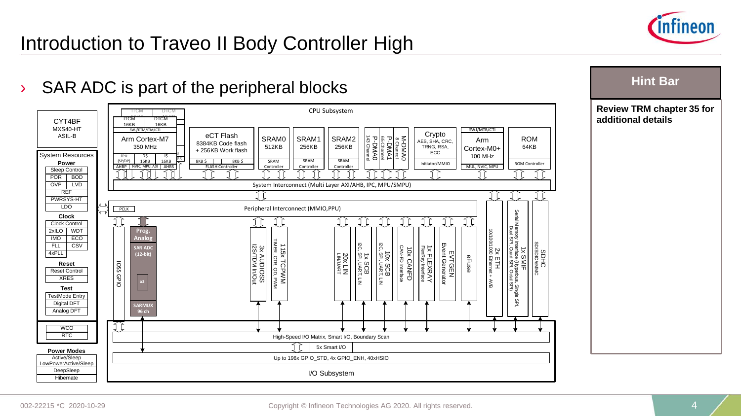# Introduction to Traveo II Body Controller High

- SAR ADC is part of the peripheral blocks

**Hint Bar**

**Review TRM chapter 35 for additional details**

CYT4BF
MXS40-HT
ASIL-B

**System Resources**

**Power**

- Sleep Control
- POR | BOD
- OVP | LVD
- REF
- PWRSYS-HT
- LDO

**Clock**

- Clock Control
- 2xILO | WDT
- IMO | ECO
- FLL | CSV
- 4xPLL

**Reset**

- Reset Control
- XRES

**Test**

- TestMode Entry
- Digital DFT
- Analog DFT

- WCO
- RTC

**Power Modes**

- Active/Sleep
- LowPowerActive/Sleep
- DeepSleep
- Hibernate

CPU Subsystem

- ITCM 16KB, DTCM 16KB, SWJ/ETM/ITM/CTI, Arm Cortex-M7 350 MHz, FPU (SP/DP), D$ 16KB, I$ 16KB, AHBP, NVIC, MPU, AXI, AHBS
- eCT Flash: 8384KB Code flash + 256KB Work flash, 8KB $, 8KB $, FLASH Controller
- SRAM0 512KB, SRAM Controller
- SRAM1 256KB, SRAM Controller
- SRAM2 256KB, SRAM Controller
- P-DMA0 143 Channel
- P-DMA1 65 Channel
- M-DMA0 8 Channel
- Crypto: AES, SHA, CRC, TRNG, RSA, ECC; Initiator/MMIO
- SWJ/MTB/CTI, Arm Cortex-M0+ 100 MHz, MUL, NVIC, MPU
- ROM 64KB, ROM Controller

System Interconnect (Multi Layer AXI/AHB, IPC, MPU/SMPU)

Peripheral Interconnect (MMIO,PPU)

- PCLK
- IOSS GPIO
- Prog. Analog: SAR ADC (12-bit), x3, SARMUX 96 ch
- 3x AUDIOSS: I2S/TDM In/Out
- 115x TCPWM: TIMER, CTR, QD, PWM
- 20x LIN: LIN/UART
- 1x SCB: I2C, SPI, UART, LIN
- 10x SCB: I2C, SPI, UART, LIN
- 10x CANFD: CAN-FD Interface
- 1x FLEXRAY: FlexRay Interface
- EVTGEN: Event Generator
- eFuse
- 2x ETH: 10/100/1000 Ethernet + AVB
- 1x SMIF: Serial Memory Interface (Hyperbus, Single SPI, Dual SPI, Quad SPI, Octal SPI)
- SDHC: SD/SDIO/eMMC

I/O Subsystem

- High-Speed I/O Matrix, Smart I/O, Boundary Scan
- 5x Smart I/O
- Up to 196x GPIO_STD, 4x GPIO_ENH, 40xHSIO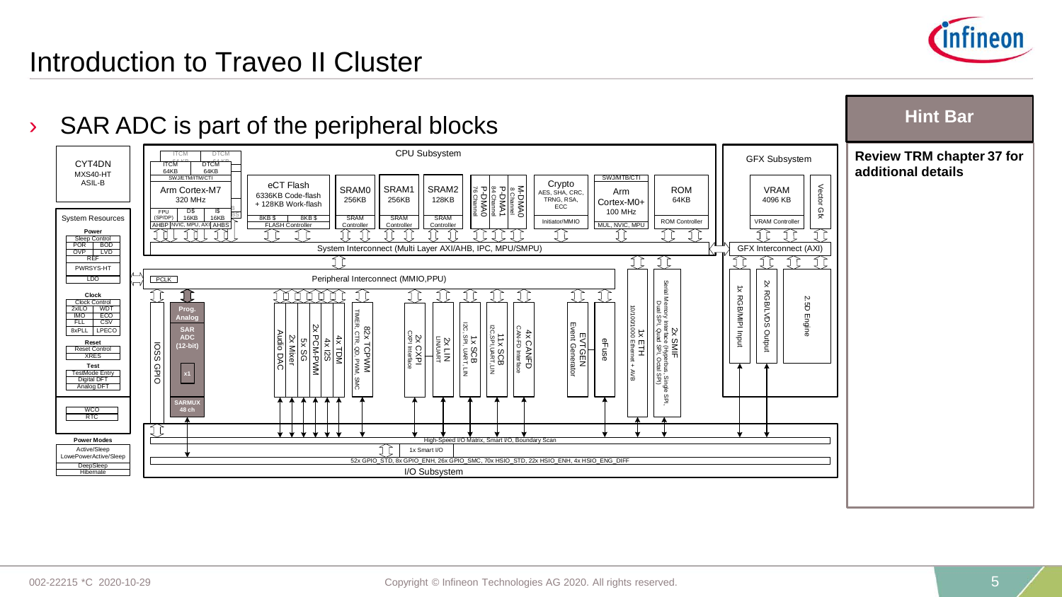# Introduction to Traveo II Cluster

- SAR ADC is part of the peripheral blocks

**Hint Bar**

**Review TRM chapter 37 for additional details**

CYT4DN
MXS40-HT
ASIL-B

**System Resources**

- **Power**: Sleep Control, POR, BOD, OVP, LVD, REF, PWRSYS-HT, LDO
- **Clock**: Clock Control, 2xILO, WDT, IMO, ECO, FLL, CSV, 8xPLL, LPECO
- **Reset**: Reset Control, XRES
- **Test**: TestMode Entry, Digital DFT, Analog DFT
- WCO, RTC

**Power Modes**: Active/Sleep, LowePowerActive/Sleep, DeepSleep, Hibernate

**CPU Subsystem**

- ITCM 64KB, DTCM 64KB, SWJ/ETM/ITM/CTI
- Arm Cortex-M7 320 MHz, FPU (SP/DP), D$ 16KB, I$ 16KB, AHBP, NVIC, MPU, AXI, AHBS
- eCT Flash: 6336KB Code-flash + 128KB Work-flash, 8KB $, 8KB $, FLASH Controller
- SRAM0 256KB, SRAM Controller
- SRAM1 256KB, SRAM Controller
- SRAM2 128KB, SRAM Controller
- P-DMA0 76 Channel
- P-DMA1 84 Channel
- M-DMA0 8 Channel
- Crypto: AES, SHA, CRC, TRNG, RSA, ECC, Initiator/MMIO
- SWJ/MTB/CTI, Arm Cortex-M0+ 100 MHz, MUL, NVIC, MPU
- ROM 64KB, ROM Controller

System Interconnect (Multi Layer AXI/AHB, IPC, MPU/SMPU)

**GFX Subsystem**

- VRAM 4096 KB, VRAM Controller
- Vector Gfx
- GFX Interconnect (AXI)
- 1x RGB/MIPI Input
- 2x RGB/LVDS Output
- 2.5D Engine

Peripheral Interconnect (MMIO,PPU)

- PCLK
- IOSS GPIO
- Prog. Analog: SAR ADC (12-bit) x1, SARMUX 48 ch
- Audio DAC
- 2x Mixer
- 5x SG
- 2x PCM-PWM
- 4x I2S
- 4x TDM
- 82x TCPWM (TIMER, CTR, QD, PWM, SMC)
- 2x CXPI (CXPI Interface)
- 2x LIN (LIN/UART)
- 1x SCB (I2C, SPI, UART, LIN)
- 11x SCB (I2C, SPI, UART, LIN)
- 4x CANFD (CAN-FD Interface)
- EVTGEN (Event Generator)
- eFuse
- 1x ETH (10/100/1000 Ethernet + AVB)
- 2x SMIF (Serial Memory Interface (Hyperbus, Single SPI, Dual SPI, Quad SPI, Octal SPI))

**I/O Subsystem**

- High-Speed I/O Matrix, Smart I/O, Boundary Scan
- 1x Smart I/O
- 52x GPIO_STD, 8x GPIO_ENH, 26x GPIO_SMC, 70x HSIO_STD, 22x HSIO_ENH, 4x HSIO_ENG_DIFF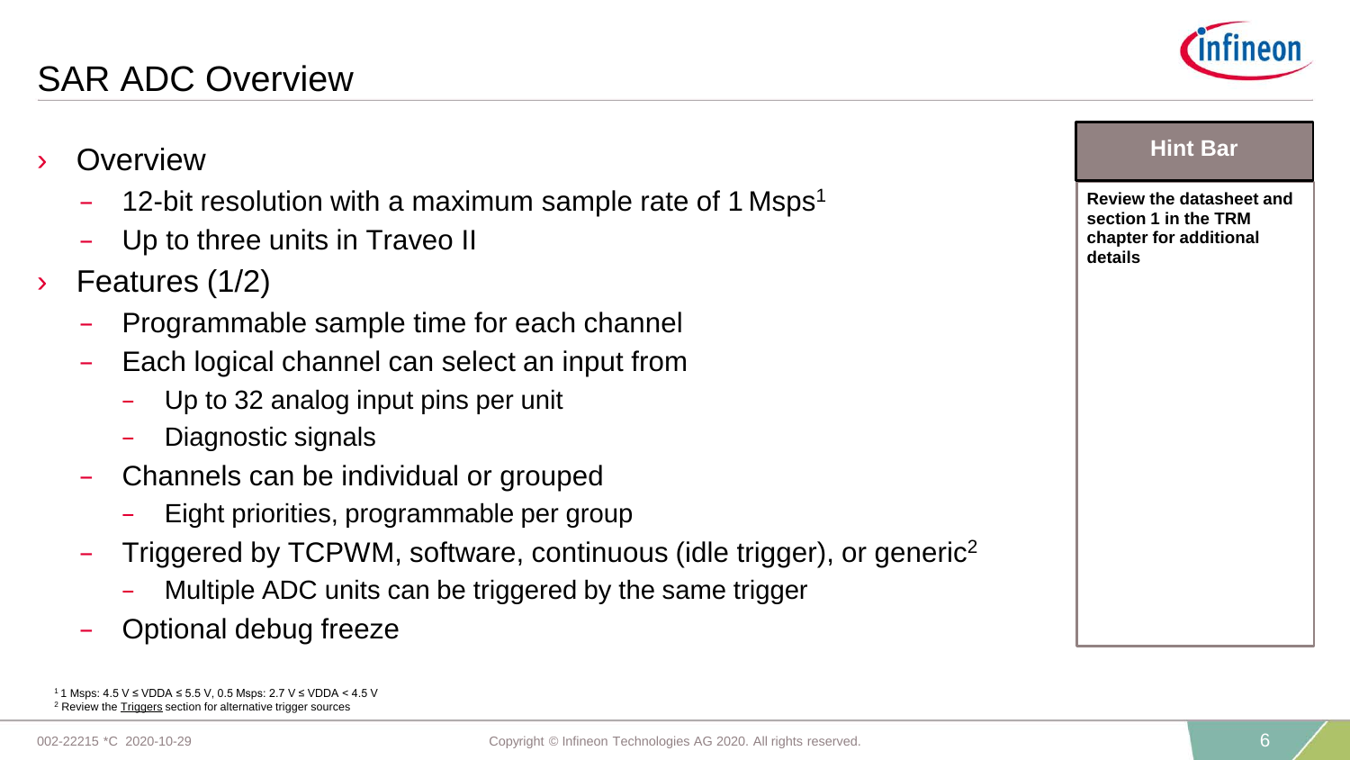# SAR ADC Overview

- Overview
  - 12-bit resolution with a maximum sample rate of 1 Msps[1]
  - Up to three units in Traveo II
- Features (1/2)
  - Programmable sample time for each channel
  - Each logical channel can select an input from
    - Up to 32 analog input pins per unit
    - Diagnostic signals
  - Channels can be individual or grouped
    - Eight priorities, programmable per group
  - Triggered by TCPWM, software, continuous (idle trigger), or generic[2]
    - Multiple ADC units can be triggered by the same trigger
  - Optional debug freeze

**Hint Bar**

**Review the datasheet and section 1 in the TRM chapter for additional details**

[1] 1 Msps: 4.5 V ≤ VDDA ≤ 5.5 V, 0.5 Msps: 2.7 V ≤ VDDA < 4.5 V
[2] Review the Triggers section for alternative trigger sources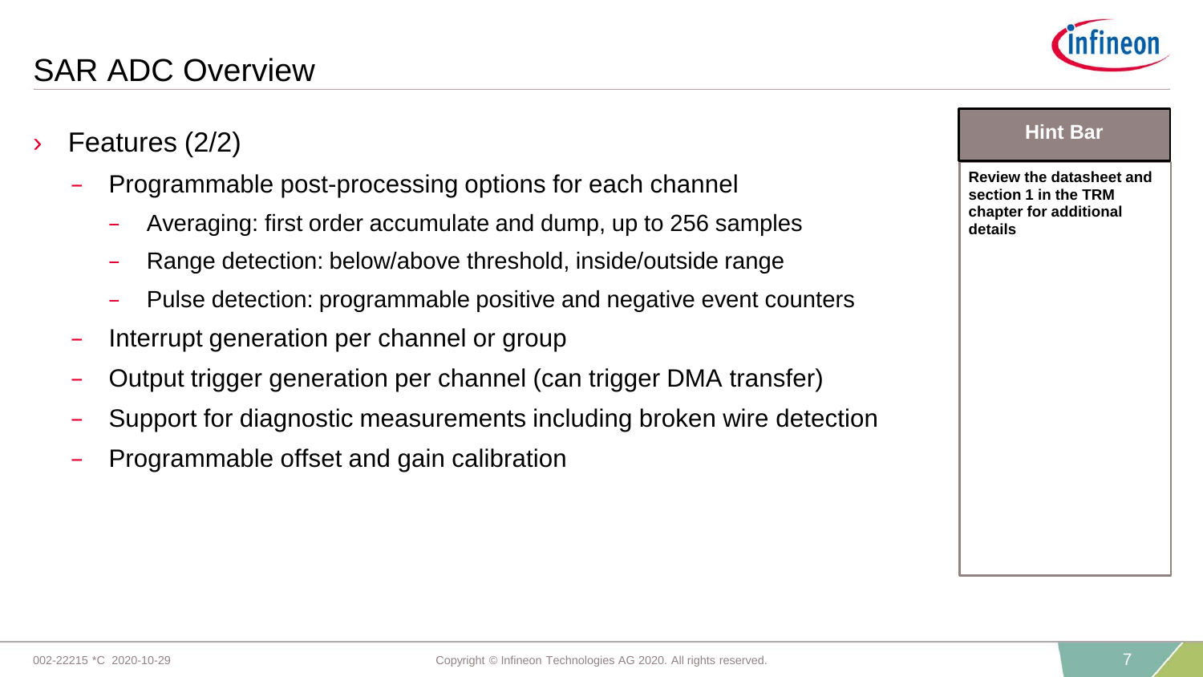# SAR ADC Overview

- Features (2/2)
  - Programmable post-processing options for each channel
    - Averaging: first order accumulate and dump, up to 256 samples
    - Range detection: below/above threshold, inside/outside range
    - Pulse detection: programmable positive and negative event counters
  - Interrupt generation per channel or group
  - Output trigger generation per channel (can trigger DMA transfer)
  - Support for diagnostic measurements including broken wire detection
  - Programmable offset and gain calibration

**Hint Bar**

**Review the datasheet and section 1 in the TRM chapter for additional details**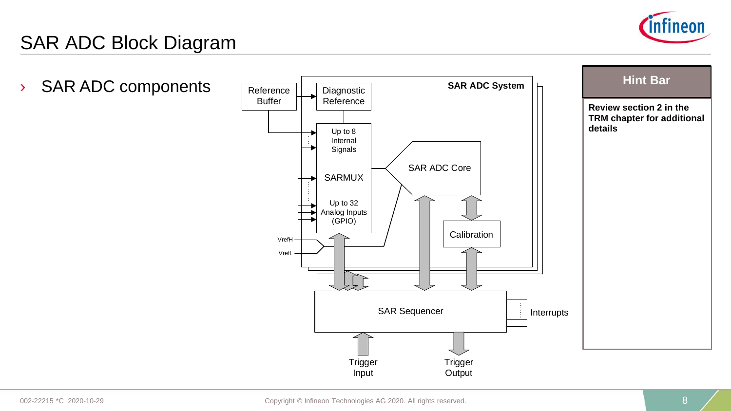# SAR ADC Block Diagram

- SAR ADC components

Reference Buffer

Diagnostic Reference

SAR ADC System

Up to 8 Internal Signals

SARMUX

Up to 32 Analog Inputs (GPIO)

SAR ADC Core

Calibration

VrefH

VrefL

SAR Sequencer

Interrupts

Trigger Input

Trigger Output

**Hint Bar**

**Review section 2 in the TRM chapter for additional details**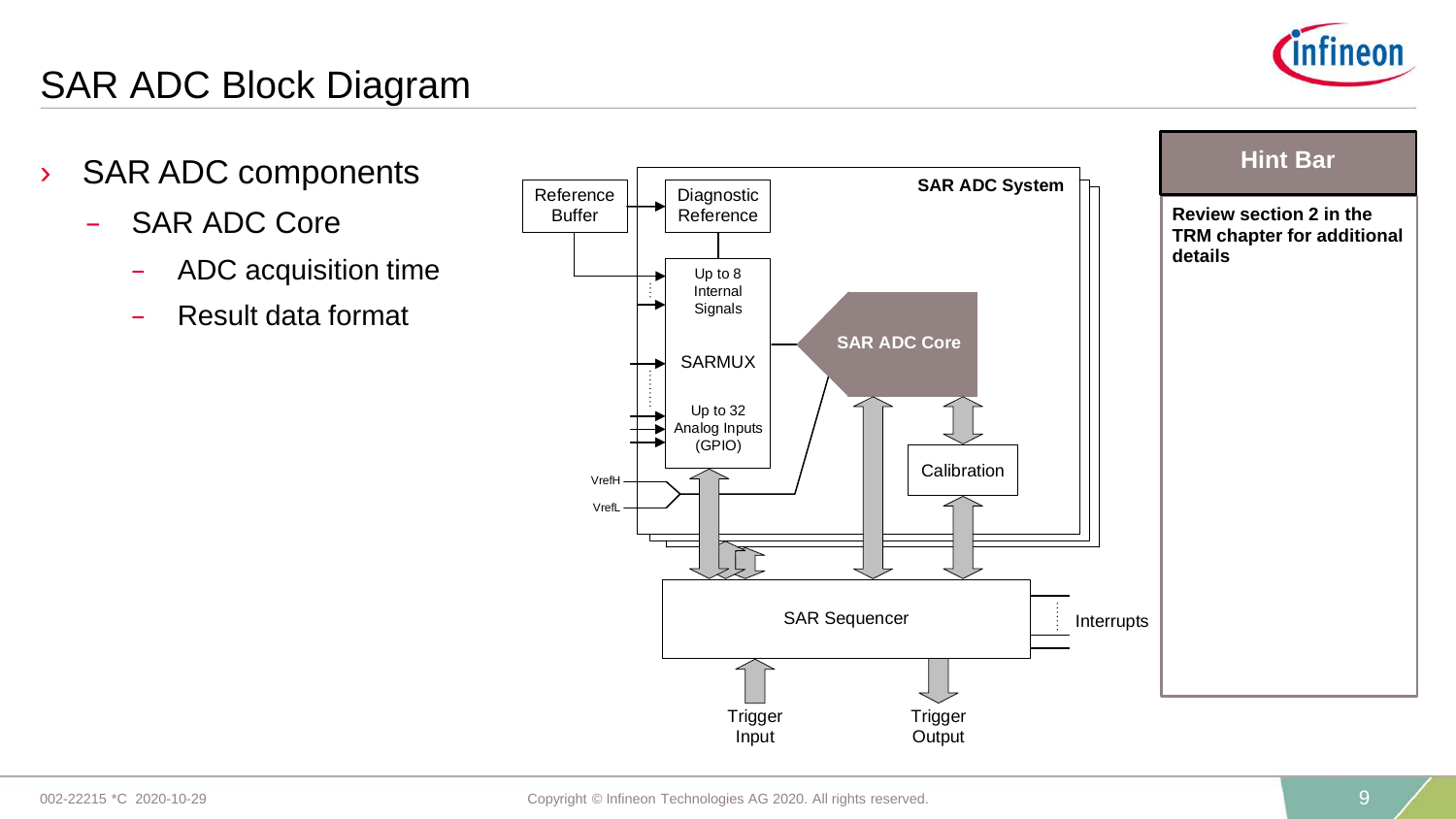# SAR ADC Block Diagram

- SAR ADC components
  - SAR ADC Core
    - ADC acquisition time
    - Result data format

SAR ADC System

Reference Buffer

Diagnostic Reference

Up to 8 Internal Signals

SARMUX

Up to 32 Analog Inputs (GPIO)

VrefH

VrefL

SAR ADC Core

Calibration

SAR Sequencer

Interrupts

Trigger Input

Trigger Output

**Hint Bar**

**Review section 2 in the TRM chapter for additional details**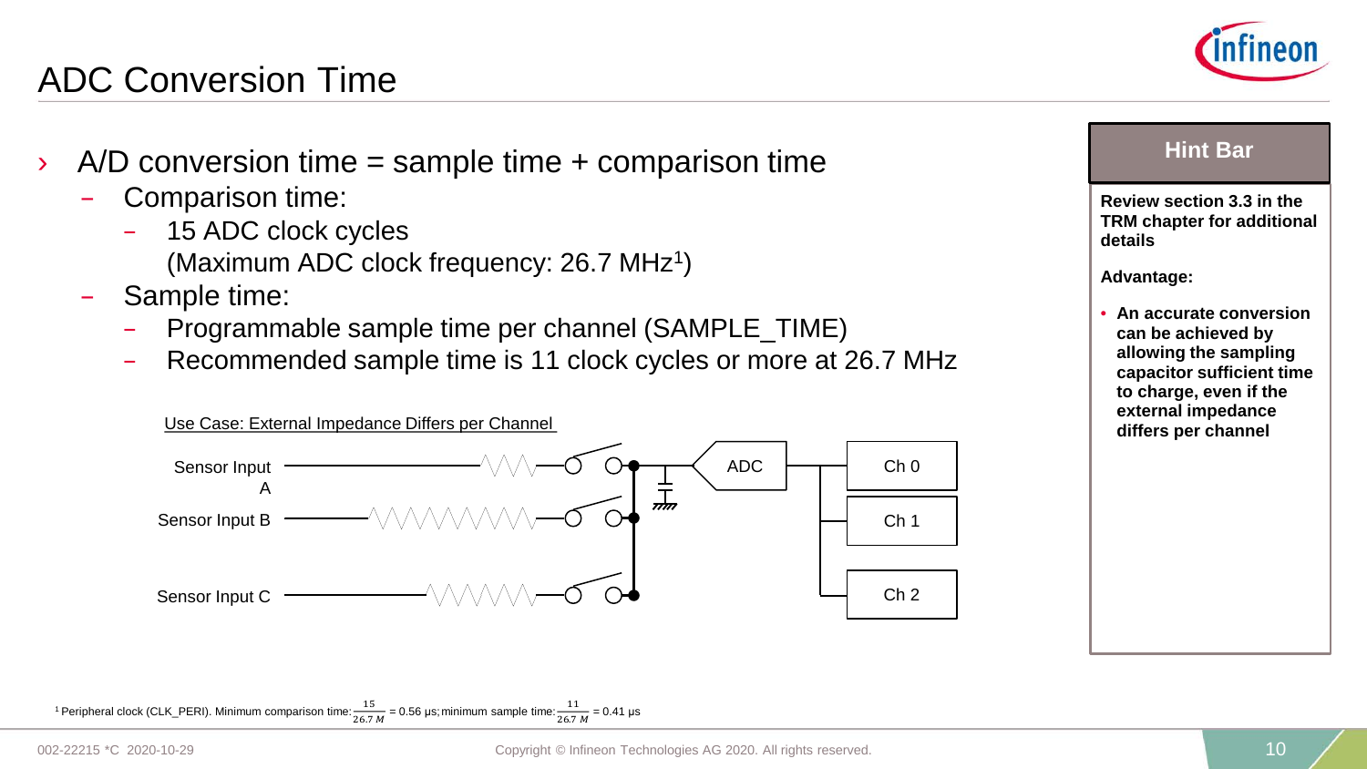# ADC Conversion Time

- A/D conversion time = sample time + comparison time
  - Comparison time:
    - 15 ADC clock cycles (Maximum ADC clock frequency: 26.7 MHz[1])
  - Sample time:
    - Programmable sample time per channel (SAMPLE_TIME)
    - Recommended sample time is 11 clock cycles or more at 26.7 MHz

Use Case: External Impedance Differs per Channel

Sensor Input A

Sensor Input B

Sensor Input C

ADC

Ch 0

Ch 1

Ch 2

**Hint Bar**

**Review section 3.3 in the TRM chapter for additional details**

**Advantage:**

- **An accurate conversion can be achieved by allowing the sampling capacitor sufficient time to charge, even if the external impedance differs per channel**

[1] Peripheral clock (CLK_PERI). Minimum comparison time: $\frac{15}{26.7\ M}$ = 0.56 μs; minimum sample time: $\frac{11}{26.7\ M}$ = 0.41 μs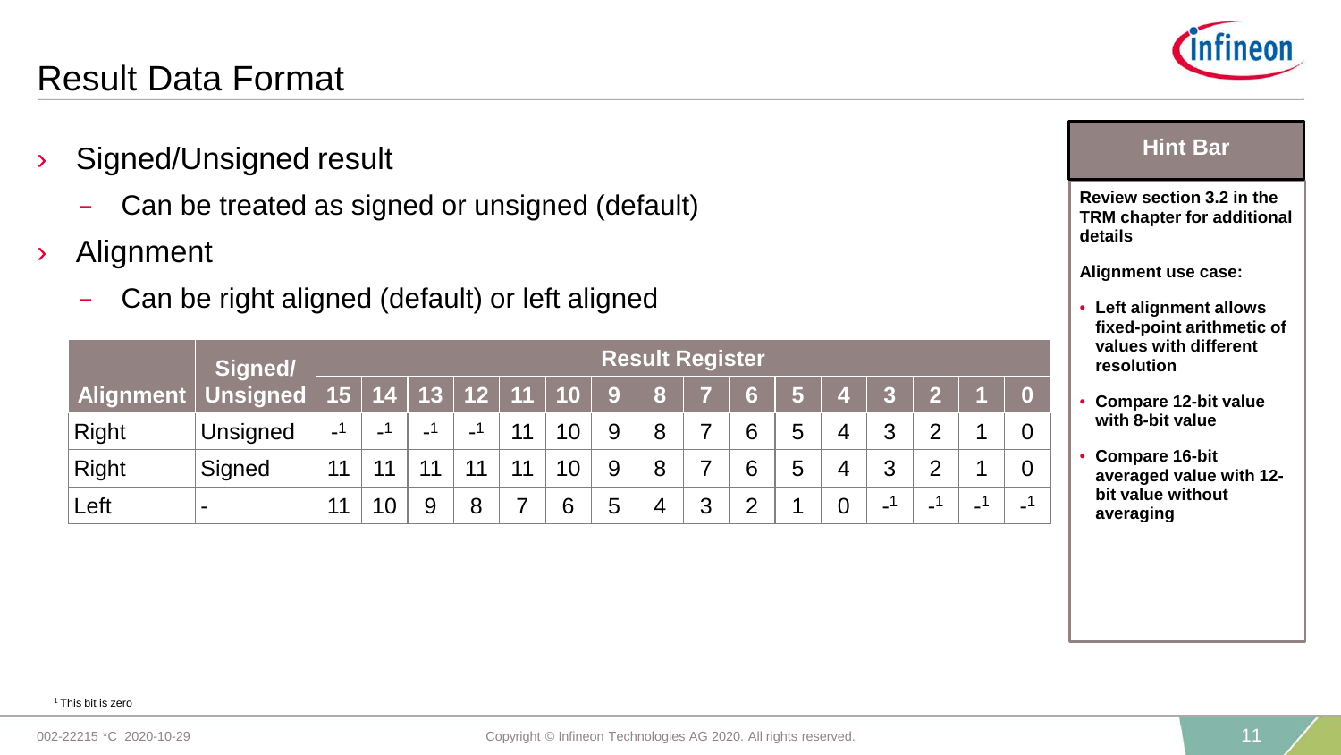# Result Data Format

- Signed/Unsigned result
  - Can be treated as signed or unsigned (default)
- Alignment
  - Can be right aligned (default) or left aligned

| Alignment | Signed/ Unsigned | Result Register | | | | | | | | | | | | | | | |
|---|---|---|---|---|---|---|---|---|---|---|---|---|---|---|---|---|---|
| | | 15 | 14 | 13 | 12 | 11 | 10 | 9 | 8 | 7 | 6 | 5 | 4 | 3 | 2 | 1 | 0 |
| Right | Unsigned | -[1] | -[1] | -[1] | -[1] | 11 | 10 | 9 | 8 | 7 | 6 | 5 | 4 | 3 | 2 | 1 | 0 |
| Right | Signed | 11 | 11 | 11 | 11 | 11 | 10 | 9 | 8 | 7 | 6 | 5 | 4 | 3 | 2 | 1 | 0 |
| Left | - | 11 | 10 | 9 | 8 | 7 | 6 | 5 | 4 | 3 | 2 | 1 | 0 | -[1] | -[1] | -[1] | -[1] |

[1] This bit is zero

**Hint Bar**

**Review section 3.2 in the TRM chapter for additional details**

**Alignment use case:**

- **Left alignment allows fixed-point arithmetic of values with different resolution**
- **Compare 12-bit value with 8-bit value**
- **Compare 16-bit averaged value with 12-bit value without averaging**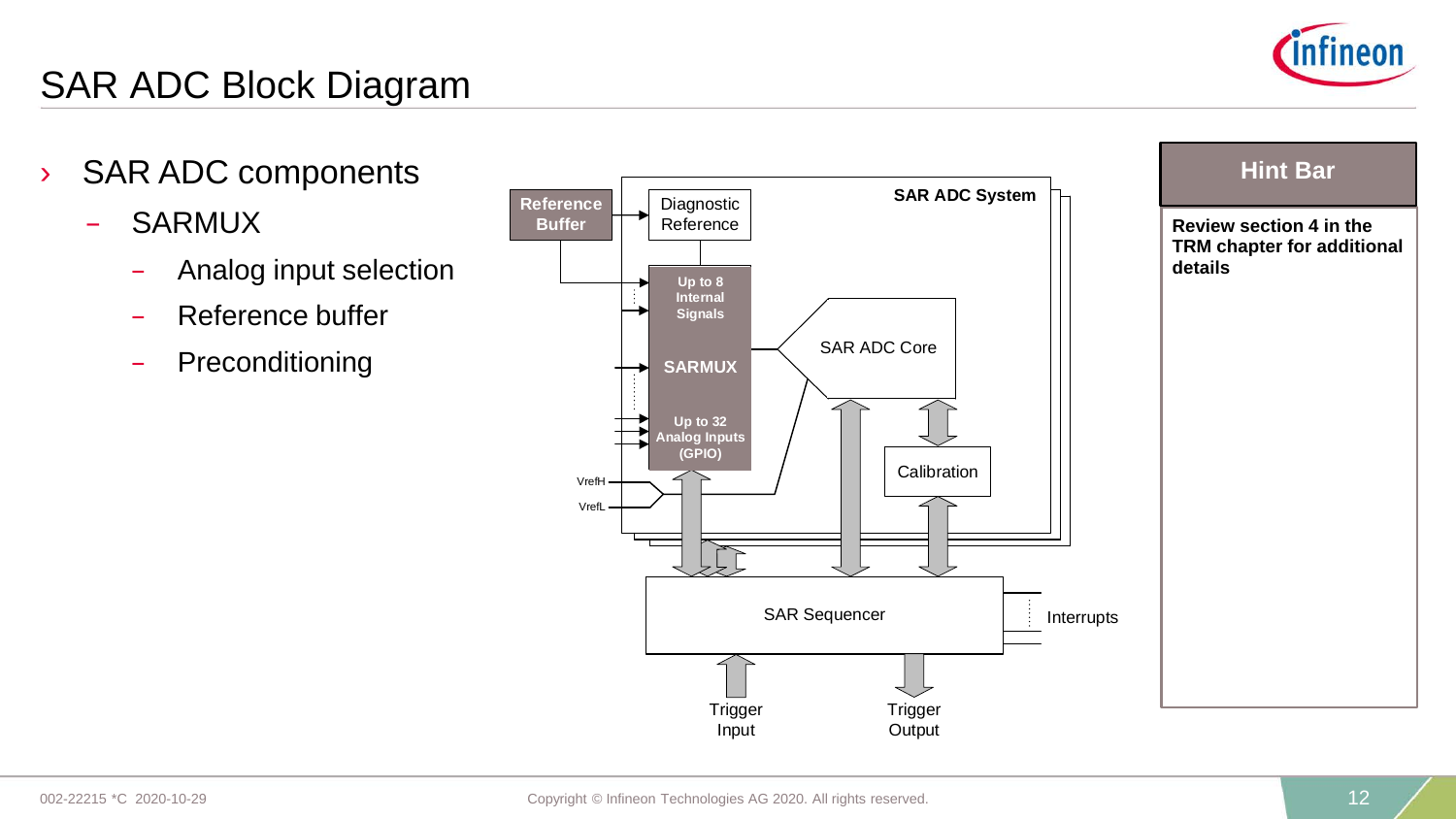# SAR ADC Block Diagram

- SAR ADC components
  - SARMUX
    - Analog input selection
    - Reference buffer
    - Preconditioning

Reference Buffer

Diagnostic Reference

SAR ADC System

Up to 8 Internal Signals

SARMUX

Up to 32 Analog Inputs (GPIO)

SAR ADC Core

Calibration

VrefH

VrefL

SAR Sequencer

Interrupts

Trigger Input

Trigger Output

**Hint Bar**

**Review section 4 in the TRM chapter for additional details**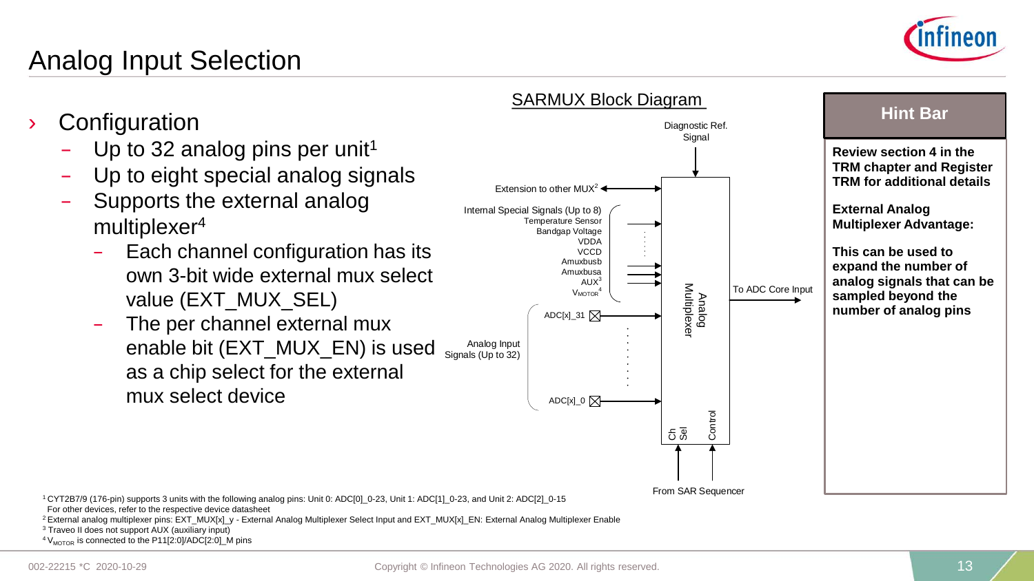# Analog Input Selection

- Configuration
  - Up to 32 analog pins per unit[1]
  - Up to eight special analog signals
  - Supports the external analog multiplexer[4]
    - Each channel configuration has its own 3-bit wide external mux select value (EXT_MUX_SEL)
    - The per channel external mux enable bit (EXT_MUX_EN) is used as a chip select for the external mux select device

## SARMUX Block Diagram

Diagnostic Ref. Signal

Extension to other MUX[2]

Internal Special Signals (Up to 8)
Temperature Sensor
Bandgap Voltage
VDDA
VCCD
Amuxbusb
Amuxbusa
AUX[3]
$V_{MOTOR}$[4]

Analog Input Signals (Up to 32)
ADC[x]_31
ADC[x]_0

Analog Multiplexer

To ADC Core Input

Ch Sel
Control

From SAR Sequencer

## Hint Bar

**Review section 4 in the TRM chapter and Register TRM for additional details**

**External Analog Multiplexer Advantage:**

**This can be used to expand the number of analog signals that can be sampled beyond the number of analog pins**

[1] CYT2B7/9 (176-pin) supports 3 units with the following analog pins: Unit 0: ADC[0]_0-23, Unit 1: ADC[1]_0-23, and Unit 2: ADC[2]_0-15
For other devices, refer to the respective device datasheet
[2] External analog multiplexer pins: EXT_MUX[x]_y - External Analog Multiplexer Select Input and EXT_MUX[x]_EN: External Analog Multiplexer Enable
[3] Traveo II does not support AUX (auxiliary input)
[4] $V_{MOTOR}$ is connected to the P11[2:0]/ADC[2:0]_M pins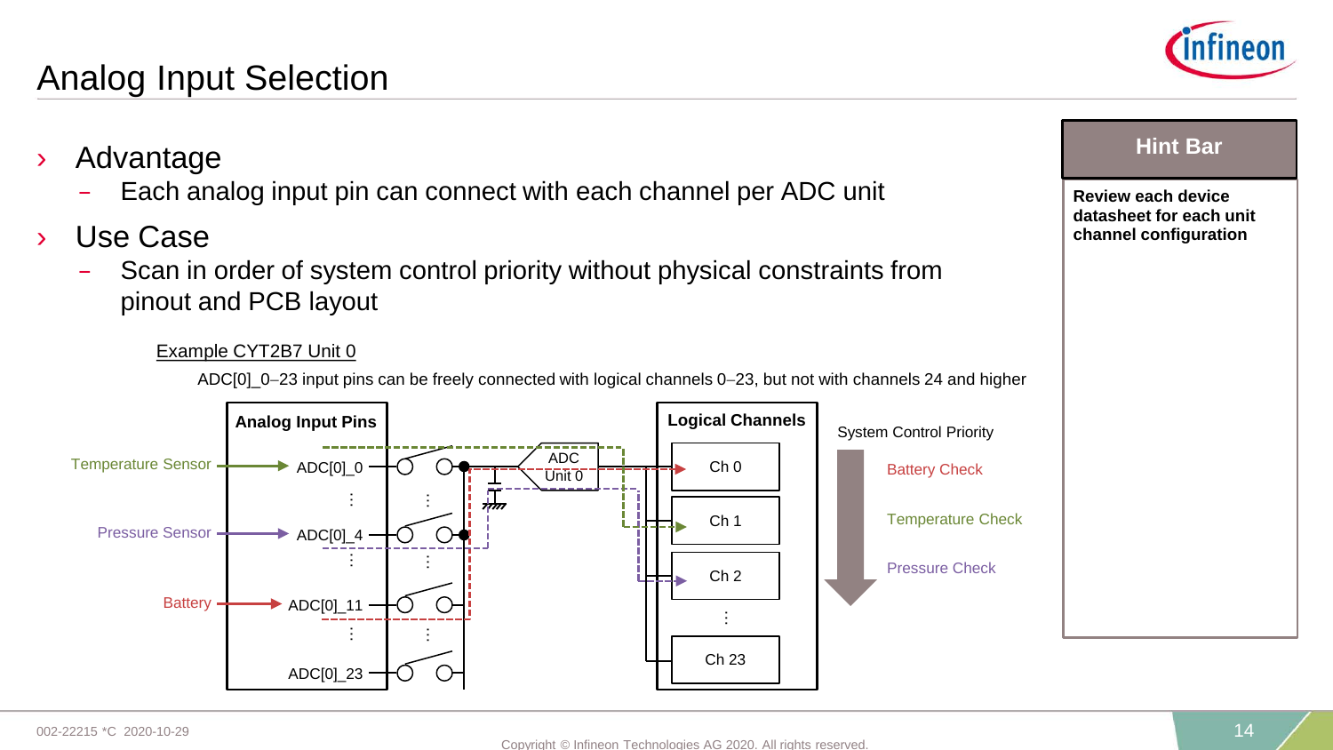# Analog Input Selection

- Advantage
  - Each analog input pin can connect with each channel per ADC unit
- Use Case
  - Scan in order of system control priority without physical constraints from pinout and PCB layout

Example CYT2B7 Unit 0

ADC[0]_0−23 input pins can be freely connected with logical channels 0−23, but not with channels 24 and higher

**Analog Input Pins**

- Temperature Sensor → ADC[0]_0
- Pressure Sensor → ADC[0]_4
- Battery → ADC[0]_11
- ADC[0]_23

ADC Unit 0

**Logical Channels**

- Ch 0
- Ch 1
- Ch 2
- ⋮
- Ch 23

System Control Priority

1. Battery Check
2. Temperature Check
3. Pressure Check

**Hint Bar**

**Review each device datasheet for each unit channel configuration**

002-22215 *C 2020-10-29

Copyright © Infineon Technologies AG 2020. All rights reserved.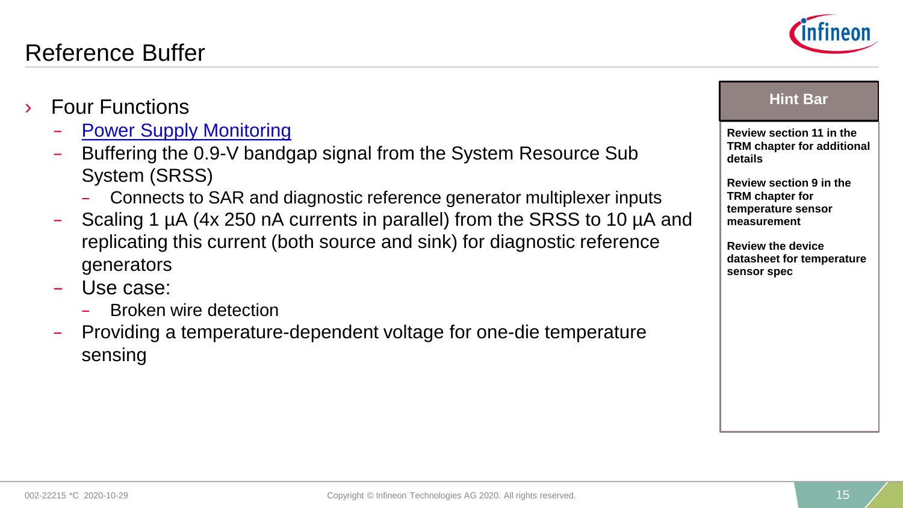# Reference Buffer

- Four Functions
  - Power Supply Monitoring
  - Buffering the 0.9-V bandgap signal from the System Resource Sub System (SRSS)
    - Connects to SAR and diagnostic reference generator multiplexer inputs
  - Scaling 1 µA (4x 250 nA currents in parallel) from the SRSS to 10 µA and replicating this current (both source and sink) for diagnostic reference generators
  - Use case:
    - Broken wire detection
  - Providing a temperature-dependent voltage for one-die temperature sensing

**Hint Bar**

**Review section 11 in the TRM chapter for additional details**

**Review section 9 in the TRM chapter for temperature sensor measurement**

**Review the device datasheet for temperature sensor spec**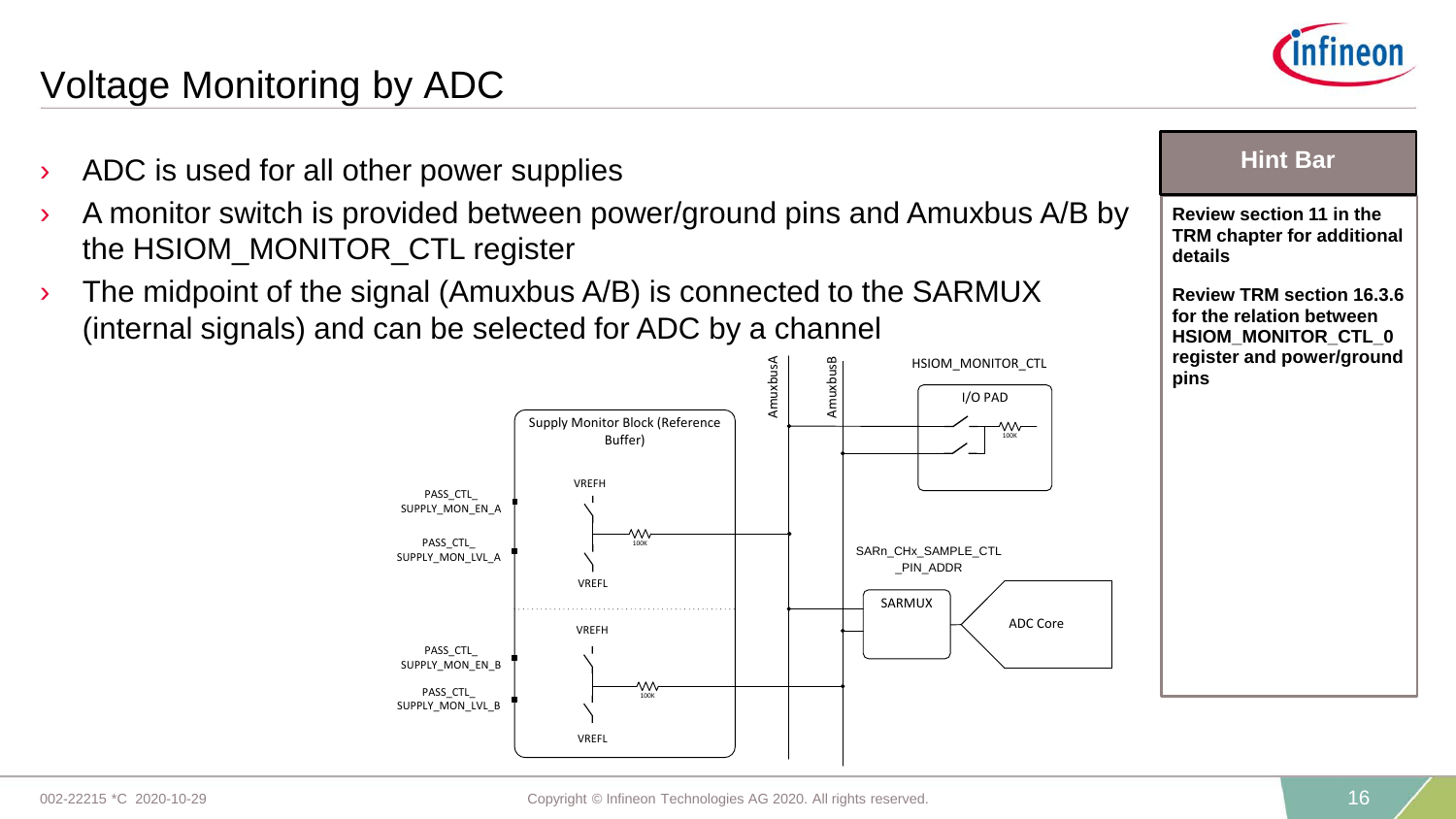# Voltage Monitoring by ADC

- ADC is used for all other power supplies
- A monitor switch is provided between power/ground pins and Amuxbus A/B by the HSIOM_MONITOR_CTL register
- The midpoint of the signal (Amuxbus A/B) is connected to the SARMUX (internal signals) and can be selected for ADC by a channel

AmuxbusA
AmuxbusB
HSIOM_MONITOR_CTL
I/O PAD
100K
Supply Monitor Block (Reference Buffer)
VREFH
PASS_CTL_SUPPLY_MON_EN_A
100K
PASS_CTL_SUPPLY_MON_LVL_A
VREFL
VREFH
PASS_CTL_SUPPLY_MON_EN_B
100K
PASS_CTL_SUPPLY_MON_LVL_B
VREFL
SARn_CHx_SAMPLE_CTL_PIN_ADDR
SARMUX
ADC Core

**Hint Bar**

**Review section 11 in the TRM chapter for additional details**

**Review TRM section 16.3.6 for the relation between HSIOM_MONITOR_CTL_0 register and power/ground pins**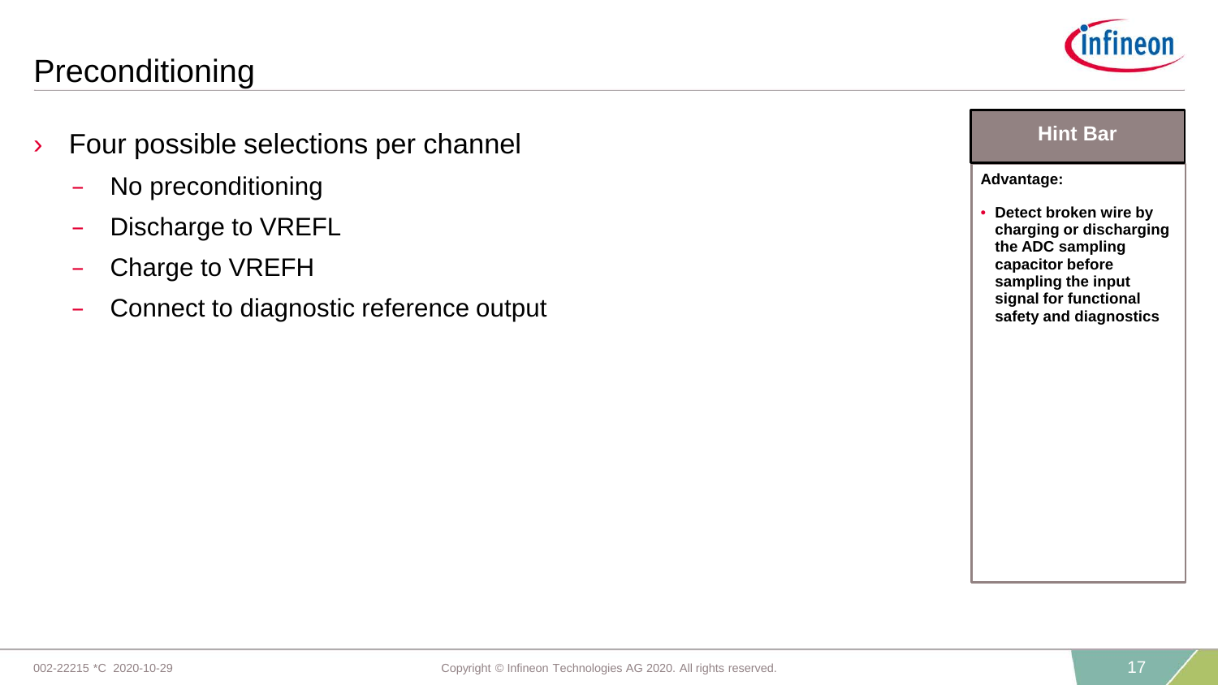# Preconditioning

- Four possible selections per channel
  - No preconditioning
  - Discharge to VREFL
  - Charge to VREFH
  - Connect to diagnostic reference output

**Hint Bar**

**Advantage:**

- **Detect broken wire by charging or discharging the ADC sampling capacitor before sampling the input signal for functional safety and diagnostics**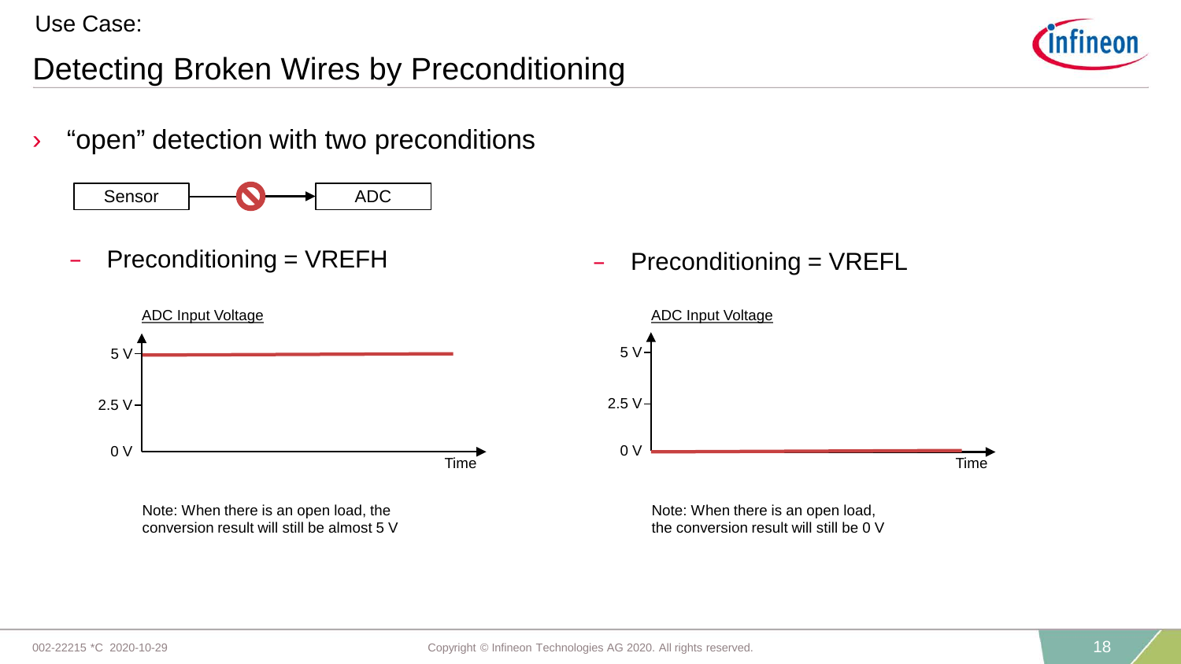Use Case:

# Detecting Broken Wires by Preconditioning

› "open" detection with two preconditions

Sensor → ADC

– Preconditioning = VREFH

ADC Input Voltage

5 V

2.5 V

0 V

Time

Note: When there is an open load, the conversion result will still be almost 5 V

– Preconditioning = VREFL

ADC Input Voltage

5 V

2.5 V

0 V

Time

Note: When there is an open load, the conversion result will still be 0 V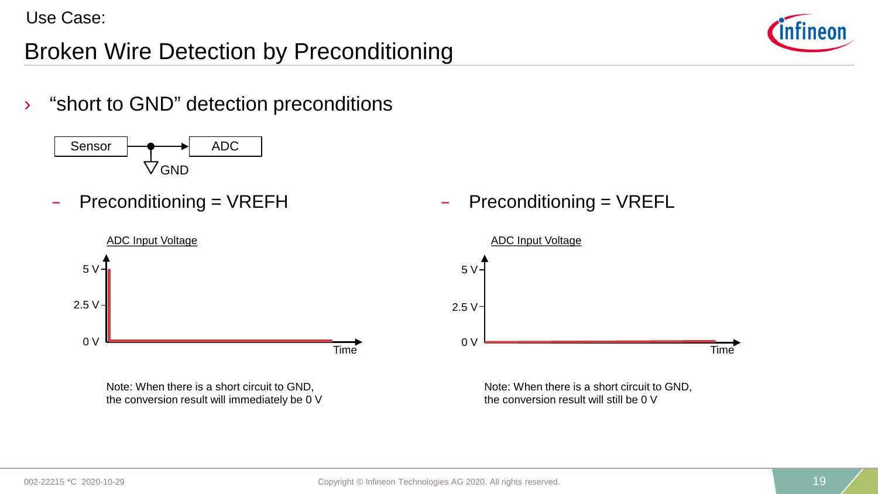Use Case:

# Broken Wire Detection by Preconditioning

› "short to GND" detection preconditions

Sensor → ADC

GND

– Preconditioning = VREFH

ADC Input Voltage

5 V

2.5 V

0 V

Time

Note: When there is a short circuit to GND, the conversion result will immediately be 0 V

– Preconditioning = VREFL

ADC Input Voltage

5 V

2.5 V

0 V

Time

Note: When there is a short circuit to GND, the conversion result will still be 0 V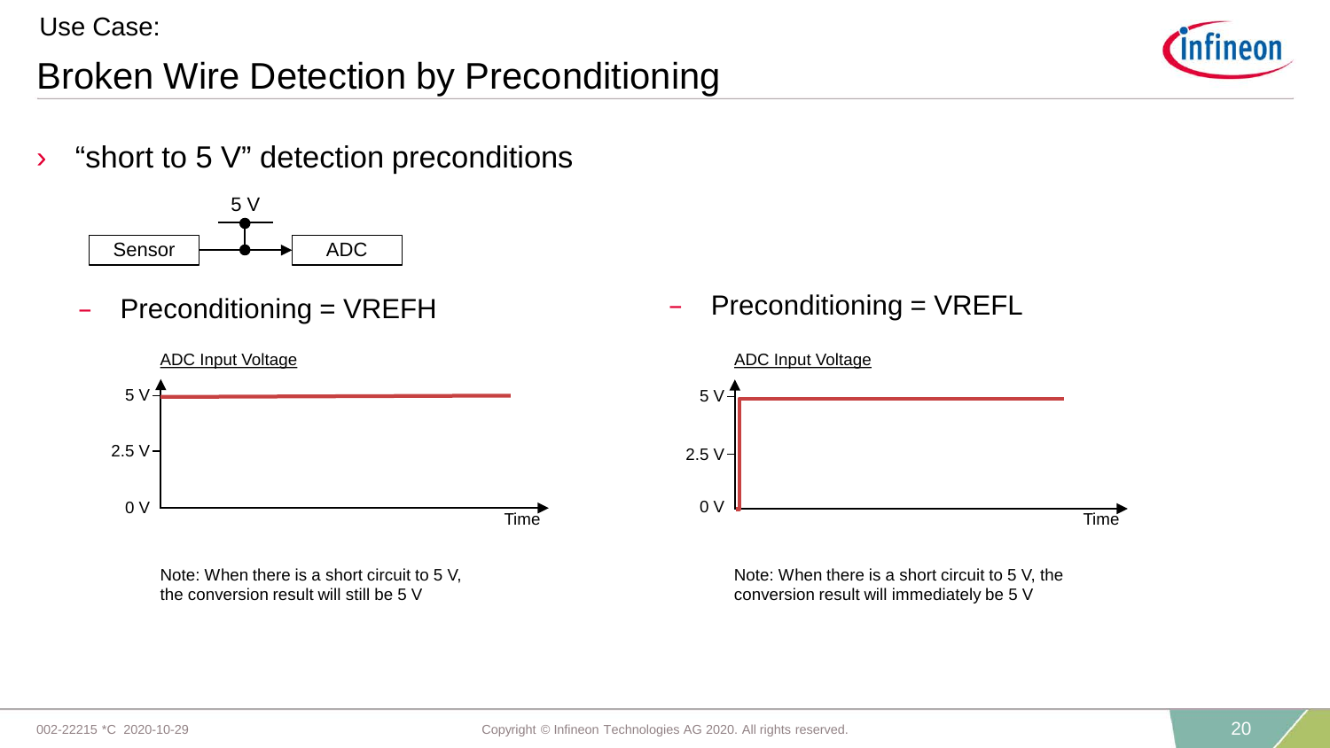Use Case:

# Broken Wire Detection by Preconditioning

- "short to 5 V" detection preconditions

Sensor → ADC (5 V)

  - Preconditioning = VREFH

    ADC Input Voltage

    Note: When there is a short circuit to 5 V, the conversion result will still be 5 V

  - Preconditioning = VREFL

    ADC Input Voltage

    Note: When there is a short circuit to 5 V, the conversion result will immediately be 5 V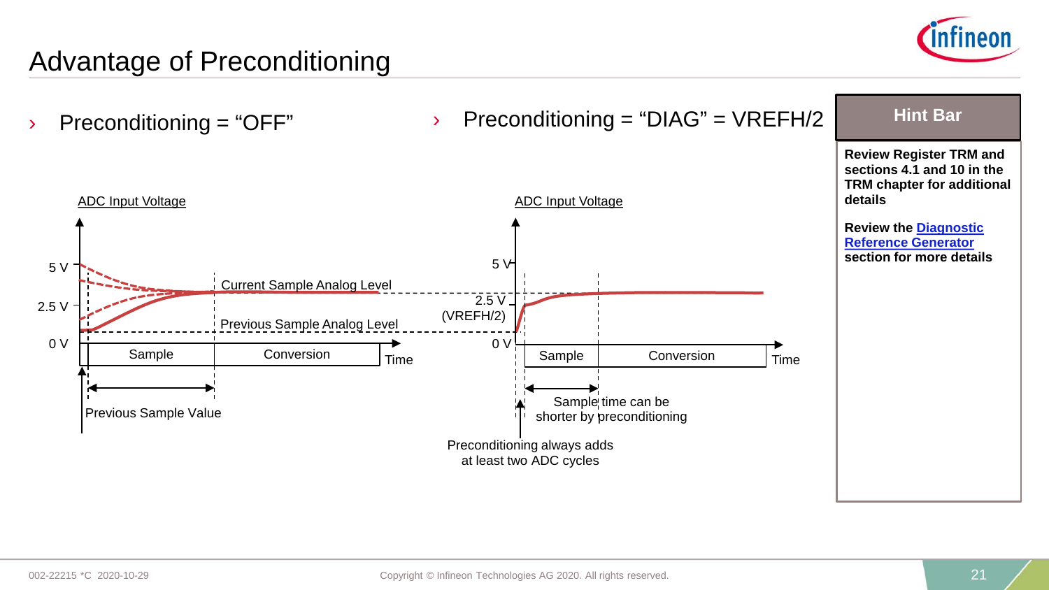# Advantage of Preconditioning

- Preconditioning = "OFF"

ADC Input Voltage

5 V

2.5 V

0 V

Current Sample Analog Level

Previous Sample Analog Level

Sample | Conversion

Time

Previous Sample Value

- Preconditioning = "DIAG" = VREFH/2

ADC Input Voltage

5 V

2.5 V (VREFH/2)

0 V

Sample | Conversion

Time

Sample time can be shorter by preconditioning

Preconditioning always adds at least two ADC cycles

**Hint Bar**

**Review Register TRM and sections 4.1 and 10 in the TRM chapter for additional details**

**Review the [Diagnostic Reference Generator](#) section for more details**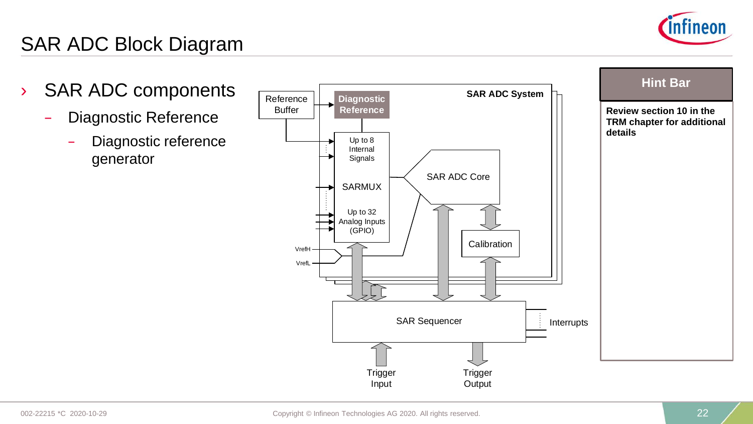# SAR ADC Block Diagram

- SAR ADC components
  - Diagnostic Reference
    - Diagnostic reference generator

Reference Buffer

Diagnostic Reference

SAR ADC System

Up to 8 Internal Signals

SARMUX

Up to 32 Analog Inputs (GPIO)

SAR ADC Core

Calibration

VrefH

VrefL

SAR Sequencer

Interrupts

Trigger Input

Trigger Output

**Hint Bar**

**Review section 10 in the TRM chapter for additional details**

002-22215 *C 2020-10-29

Copyright © Infineon Technologies AG 2020. All rights reserved.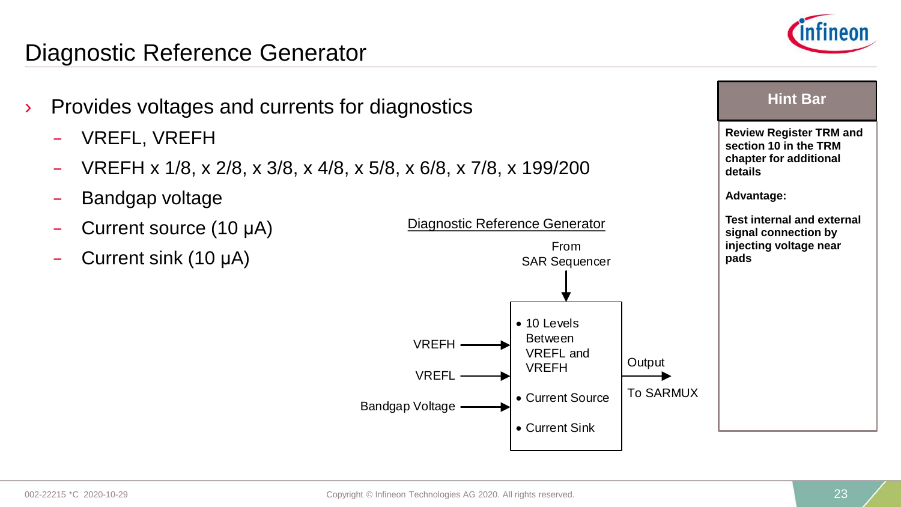# Diagnostic Reference Generator

- Provides voltages and currents for diagnostics
  - VREFL, VREFH
  - VREFH x 1/8, x 2/8, x 3/8, x 4/8, x 5/8, x 6/8, x 7/8, x 199/200
  - Bandgap voltage
  - Current source (10 µA)
  - Current sink (10 µA)

Diagnostic Reference Generator

From SAR Sequencer

VREFH

VREFL

Bandgap Voltage

- 10 Levels Between VREFL and VREFH
- Current Source
- Current Sink

Output

To SARMUX

**Hint Bar**

**Review Register TRM and section 10 in the TRM chapter for additional details**

**Advantage:**

**Test internal and external signal connection by injecting voltage near pads**

002-22215 *C 2020-10-29

Copyright © Infineon Technologies AG 2020. All rights reserved.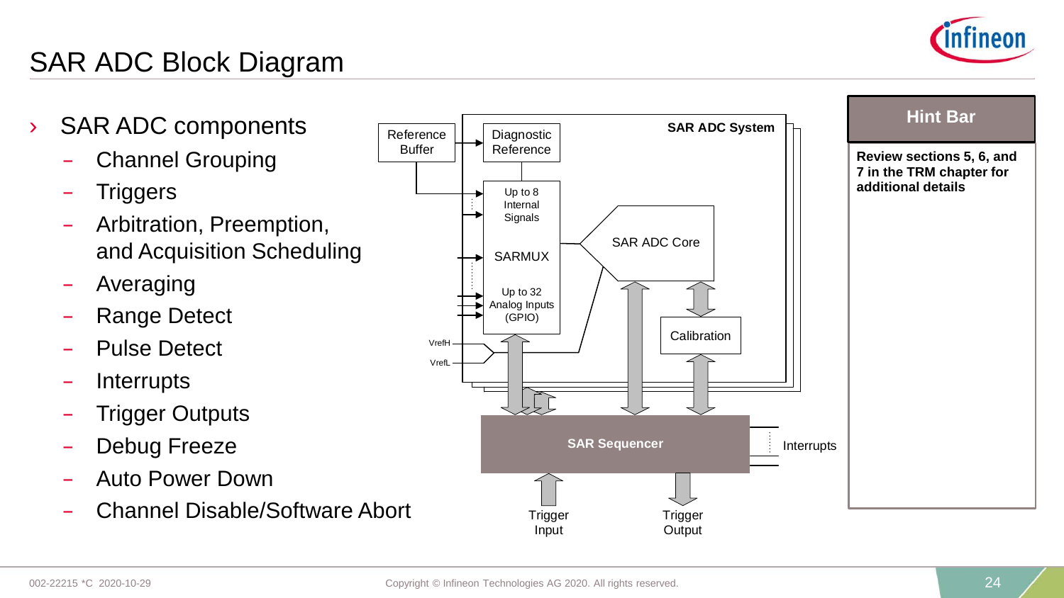# SAR ADC Block Diagram

- SAR ADC components
  - Channel Grouping
  - Triggers
  - Arbitration, Preemption, and Acquisition Scheduling
  - Averaging
  - Range Detect
  - Pulse Detect
  - Interrupts
  - Trigger Outputs
  - Debug Freeze
  - Auto Power Down
  - Channel Disable/Software Abort

Reference Buffer

Diagnostic Reference

SAR ADC System

Up to 8 Internal Signals

SARMUX

Up to 32 Analog Inputs (GPIO)

SAR ADC Core

Calibration

VrefH

VrefL

SAR Sequencer

Interrupts

Trigger Input

Trigger Output

**Hint Bar**

**Review sections 5, 6, and 7 in the TRM chapter for additional details**

002-22215 *C 2020-10-29

Copyright © Infineon Technologies AG 2020. All rights reserved.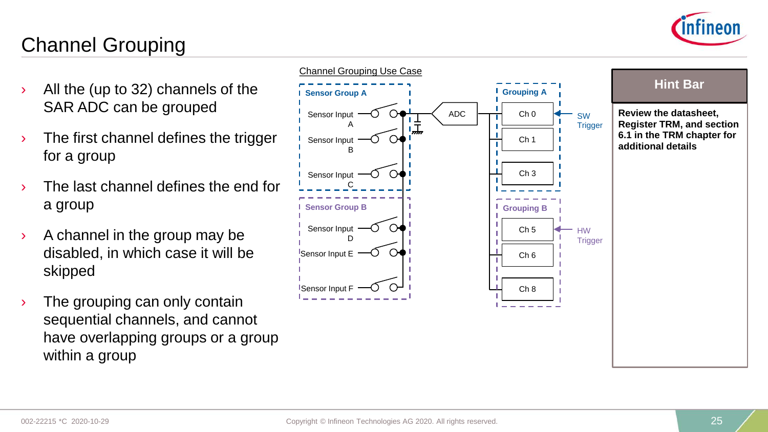# Channel Grouping

- All the (up to 32) channels of the SAR ADC can be grouped
- The first channel defines the trigger for a group
- The last channel defines the end for a group
- A channel in the group may be disabled, in which case it will be skipped
- The grouping can only contain sequential channels, and cannot have overlapping groups or a group within a group

Channel Grouping Use Case

Sensor Group A: Sensor Input A, Sensor Input B, Sensor Input C

Sensor Group B: Sensor Input D, Sensor Input E, Sensor Input F

ADC

Grouping A: Ch 0, Ch 1, Ch 3 — SW Trigger

Grouping B: Ch 5, Ch 6, Ch 8 — HW Trigger

**Hint Bar**

**Review the datasheet, Register TRM, and section 6.1 in the TRM chapter for additional details**

002-22215 *C 2020-10-29

Copyright © Infineon Technologies AG 2020. All rights reserved.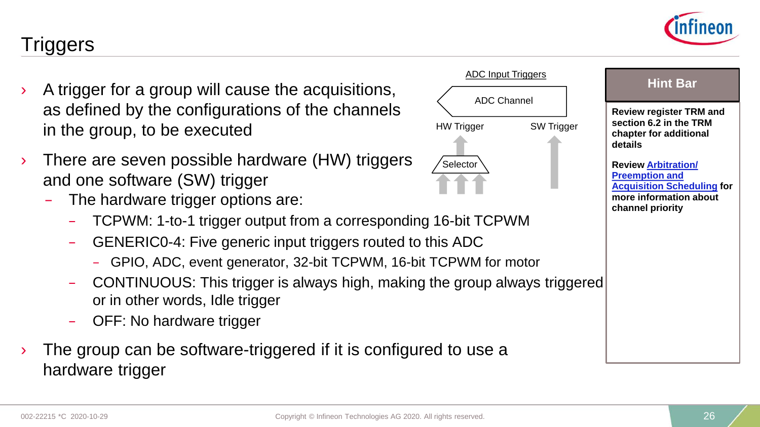# Triggers

- A trigger for a group will cause the acquisitions, as defined by the configurations of the channels in the group, to be executed
- There are seven possible hardware (HW) triggers and one software (SW) trigger
  - The hardware trigger options are:
    - TCPWM: 1-to-1 trigger output from a corresponding 16-bit TCPWM
    - GENERIC0-4: Five generic input triggers routed to this ADC
      - GPIO, ADC, event generator, 32-bit TCPWM, 16-bit TCPWM for motor
    - CONTINUOUS: This trigger is always high, making the group always triggered or in other words, Idle trigger
    - OFF: No hardware trigger
- The group can be software-triggered if it is configured to use a hardware trigger

ADC Input Triggers

ADC Channel

HW Trigger

SW Trigger

Selector

**Hint Bar**

**Review register TRM and section 6.2 in the TRM chapter for additional details**

**Review Arbitration/ Preemption and Acquisition Scheduling for more information about channel priority**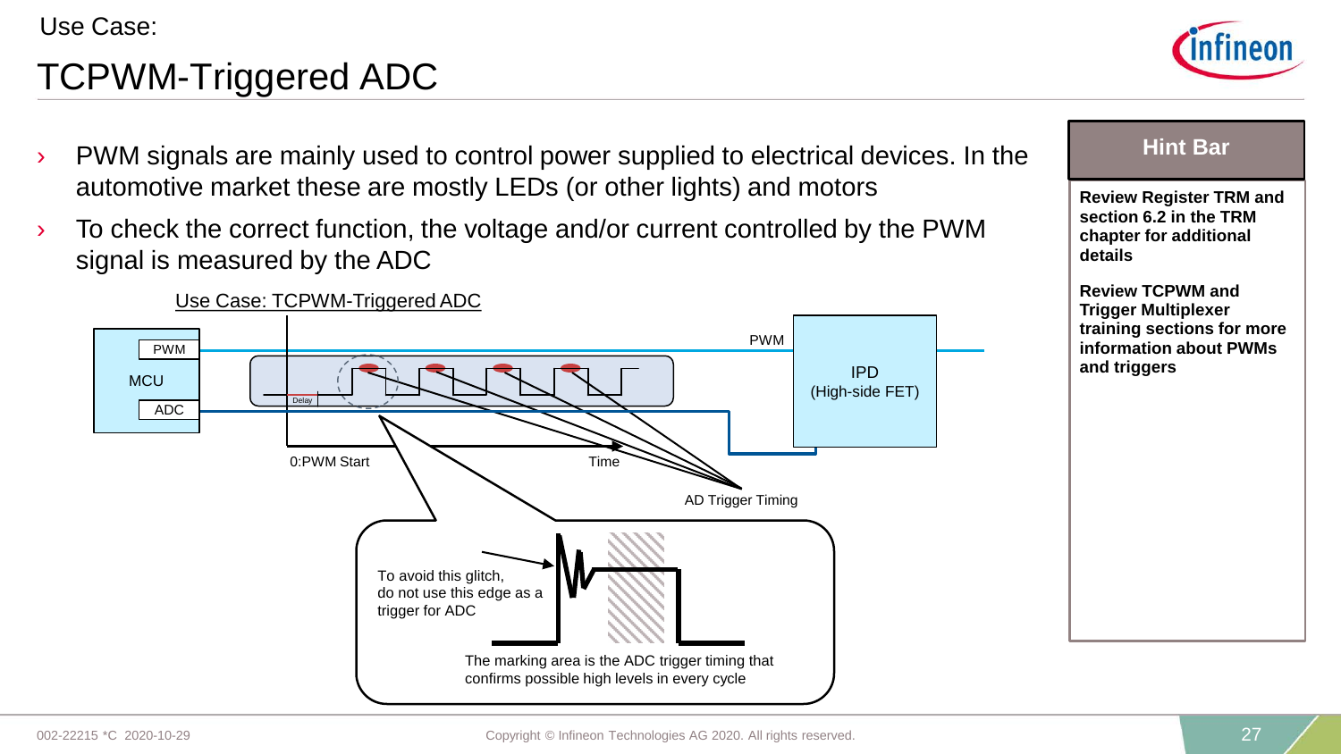Use Case:

# TCPWM-Triggered ADC

- PWM signals are mainly used to control power supplied to electrical devices. In the automotive market these are mostly LEDs (or other lights) and motors
- To check the correct function, the voltage and/or current controlled by the PWM signal is measured by the ADC

Use Case: TCPWM-Triggered ADC

MCU

PWM

ADC

Delay

PWM

IPD
(High-side FET)

0:PWM Start

Time

AD Trigger Timing

To avoid this glitch, do not use this edge as a trigger for ADC

The marking area is the ADC trigger timing that confirms possible high levels in every cycle

**Hint Bar**

**Review Register TRM and section 6.2 in the TRM chapter for additional details**

**Review TCPWM and Trigger Multiplexer training sections for more information about PWMs and triggers**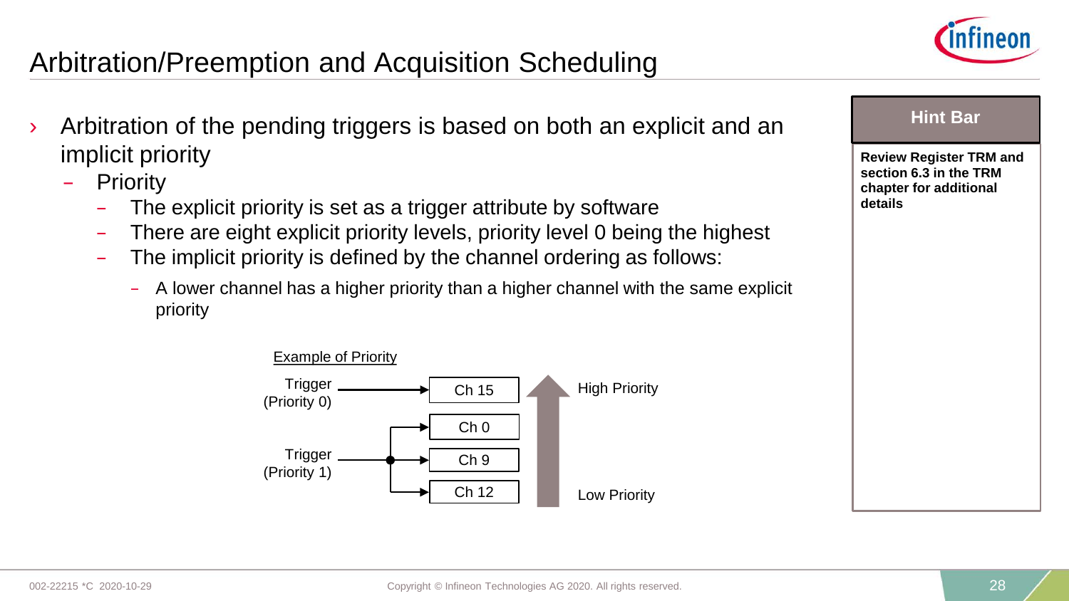# Arbitration/Preemption and Acquisition Scheduling

- Arbitration of the pending triggers is based on both an explicit and an implicit priority
  - Priority
    - The explicit priority is set as a trigger attribute by software
    - There are eight explicit priority levels, priority level 0 being the highest
    - The implicit priority is defined by the channel ordering as follows:
      - A lower channel has a higher priority than a higher channel with the same explicit priority

Example of Priority

Trigger (Priority 0) → Ch 15

Trigger (Priority 1) → Ch 0, Ch 9, Ch 12

High Priority (Ch 15) → Low Priority (Ch 12)

**Hint Bar**

**Review Register TRM and section 6.3 in the TRM chapter for additional details**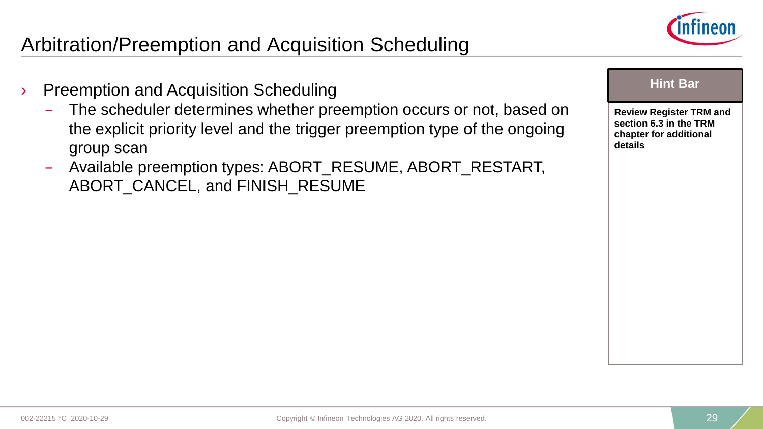# Arbitration/Preemption and Acquisition Scheduling

- Preemption and Acquisition Scheduling
  - The scheduler determines whether preemption occurs or not, based on the explicit priority level and the trigger preemption type of the ongoing group scan
  - Available preemption types: ABORT_RESUME, ABORT_RESTART, ABORT_CANCEL, and FINISH_RESUME

**Hint Bar**

**Review Register TRM and section 6.3 in the TRM chapter for additional details**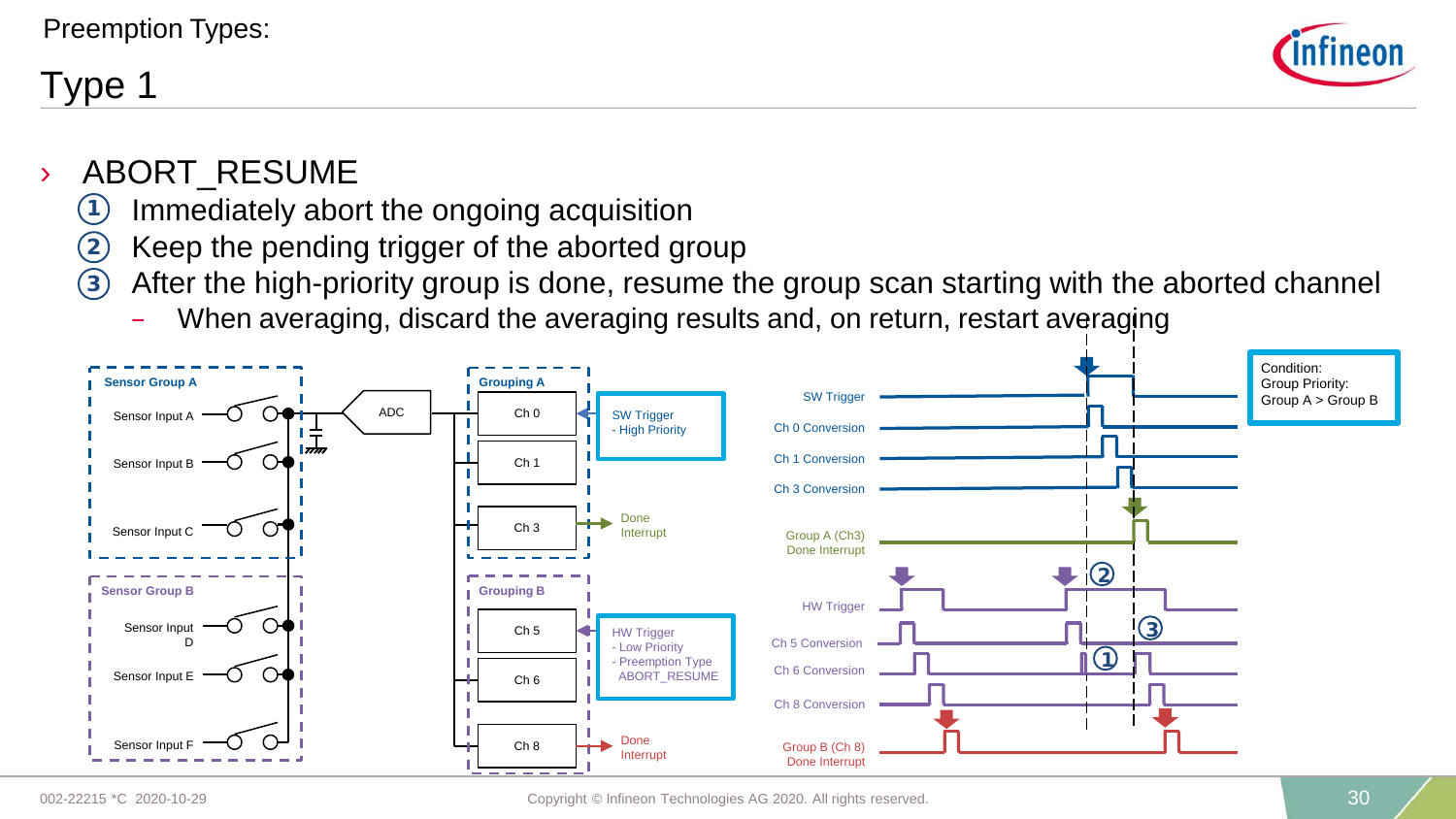Preemption Types:

# Type 1

- ABORT_RESUME
  1. Immediately abort the ongoing acquisition
  2. Keep the pending trigger of the aborted group
  3. After the high-priority group is done, resume the group scan starting with the aborted channel
     - When averaging, discard the averaging results and, on return, restart averaging

**Sensor Group A**

- Sensor Input A
- Sensor Input B
- Sensor Input C

**Sensor Group B**

- Sensor Input D
- Sensor Input E
- Sensor Input F

ADC

**Grouping A**

- Ch 0
- Ch 1
- Ch 3

SW Trigger
- High Priority

Done Interrupt

**Grouping B**

- Ch 5
- Ch 6
- Ch 8

HW Trigger
- Low Priority
- Preemption Type ABORT_RESUME

Done Interrupt

Signals: SW Trigger, Ch 0 Conversion, Ch 1 Conversion, Ch 3 Conversion, Group A (Ch3) Done Interrupt, HW Trigger, Ch 5 Conversion, Ch 6 Conversion, Ch 8 Conversion, Group B (Ch 8) Done Interrupt

Condition:
Group Priority:
Group A > Group B

002-22215 *C 2020-10-29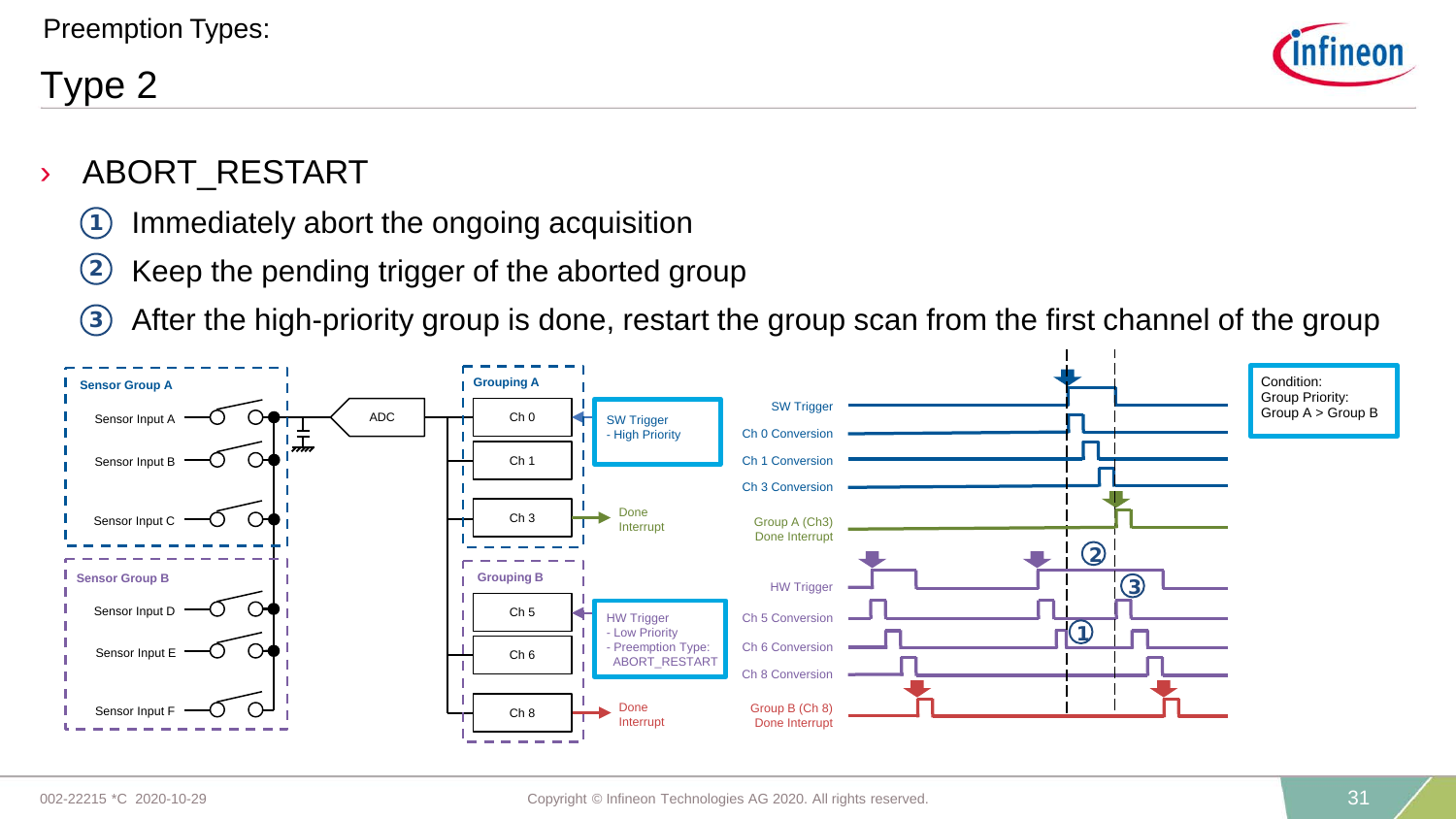Preemption Types:

# Type 2

› ABORT_RESTART

1. Immediately abort the ongoing acquisition
2. Keep the pending trigger of the aborted group
3. After the high-priority group is done, restart the group scan from the first channel of the group

Sensor Group A: Sensor Input A, Sensor Input B, Sensor Input C

Sensor Group B: Sensor Input D, Sensor Input E, Sensor Input F

ADC

Grouping A: Ch 0, Ch 1, Ch 3

SW Trigger
- High Priority

Done Interrupt

Grouping B: Ch 5, Ch 6, Ch 8

HW Trigger
- Low Priority
- Preemption Type: ABORT_RESTART

Done Interrupt

SW Trigger

Ch 0 Conversion

Ch 1 Conversion

Ch 3 Conversion

Group A (Ch3) Done Interrupt

HW Trigger

Ch 5 Conversion

Ch 6 Conversion

Ch 8 Conversion

Group B (Ch 8) Done Interrupt

Condition:
Group Priority:
Group A > Group B

002-22215 *C 2020-10-29

Copyright © Infineon Technologies AG 2020. All rights reserved.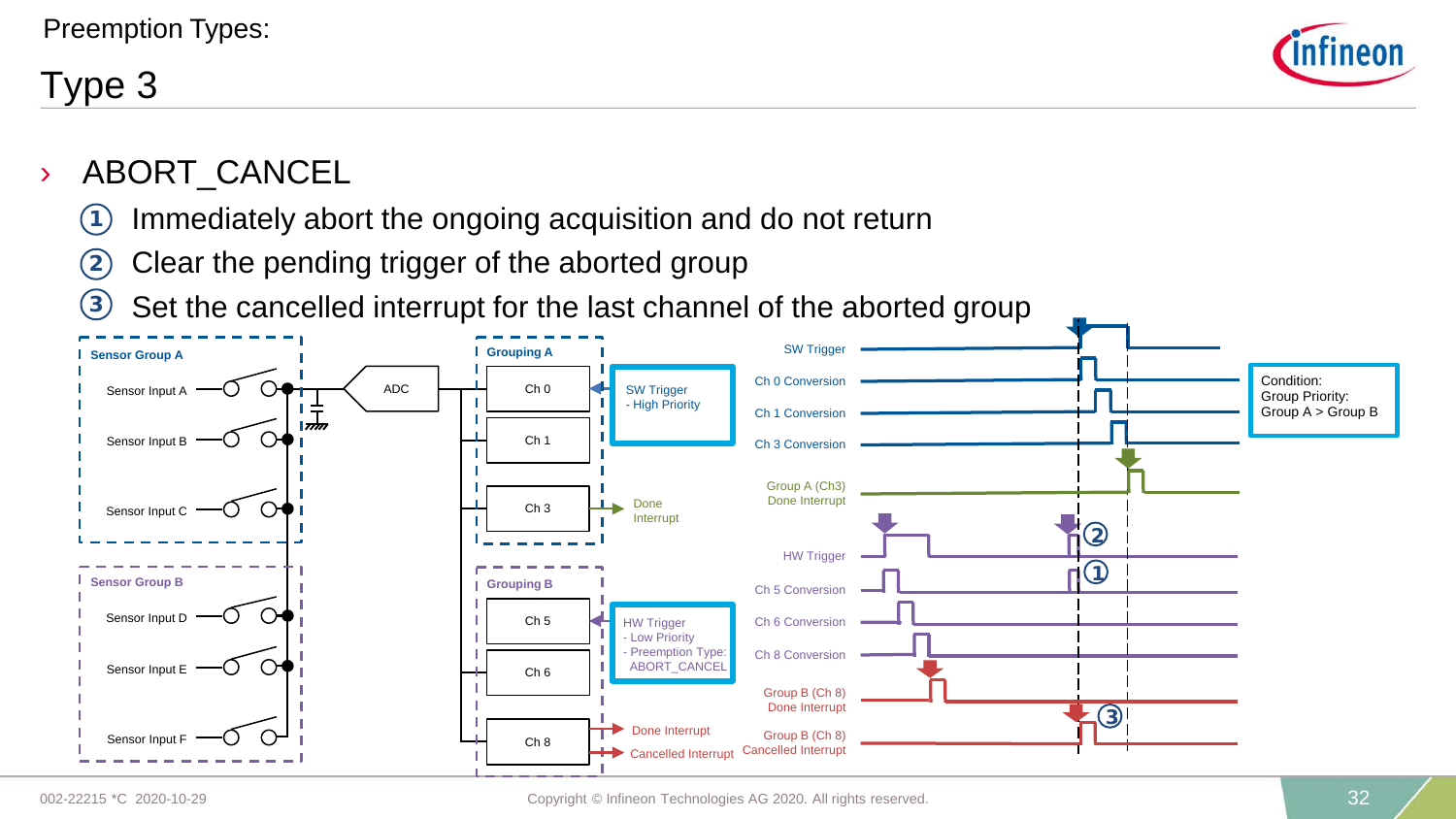Preemption Types:

# Type 3

› ABORT_CANCEL

1. Immediately abort the ongoing acquisition and do not return
2. Clear the pending trigger of the aborted group
3. Set the cancelled interrupt for the last channel of the aborted group

Sensor Group A: Sensor Input A, Sensor Input B, Sensor Input C

Sensor Group B: Sensor Input D, Sensor Input E, Sensor Input F

ADC

Grouping A: Ch 0, Ch 1, Ch 3 — SW Trigger - High Priority; Done Interrupt

Grouping B: Ch 5, Ch 6, Ch 8 — HW Trigger - Low Priority - Preemption Type: ABORT_CANCEL; Done Interrupt; Cancelled Interrupt

Signals: SW Trigger, Ch 0 Conversion, Ch 1 Conversion, Ch 3 Conversion, Group A (Ch3) Done Interrupt, HW Trigger, Ch 5 Conversion, Ch 6 Conversion, Ch 8 Conversion, Group B (Ch 8) Done Interrupt, Group B (Ch 8) Cancelled Interrupt

Condition:
Group Priority:
Group A > Group B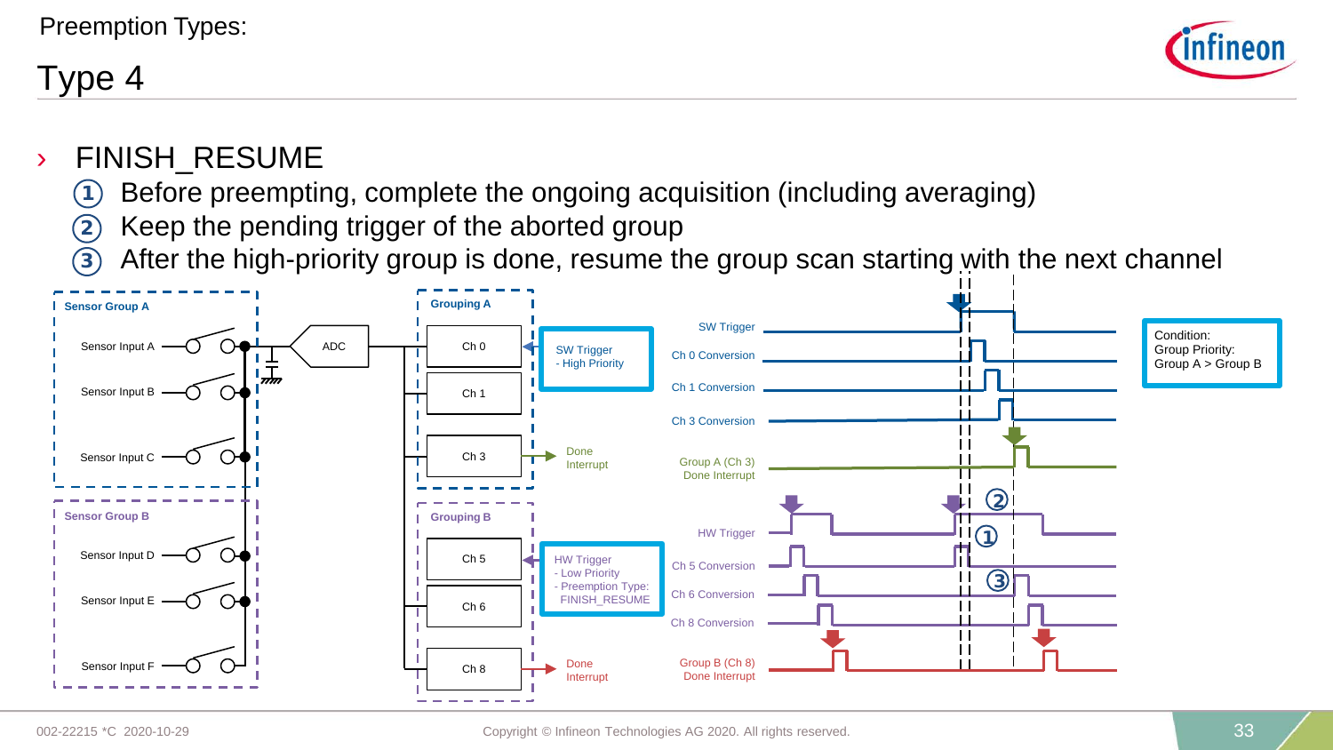Preemption Types:

# Type 4

- FINISH_RESUME
  1. Before preempting, complete the ongoing acquisition (including averaging)
  2. Keep the pending trigger of the aborted group
  3. After the high-priority group is done, resume the group scan starting with the next channel

Sensor Group A: Sensor Input A, Sensor Input B, Sensor Input C

Sensor Group B: Sensor Input D, Sensor Input E, Sensor Input F

ADC

Grouping A: Ch 0, Ch 1, Ch 3 — SW Trigger - High Priority — Done Interrupt

Grouping B: Ch 5, Ch 6, Ch 8 — HW Trigger - Low Priority - Preemption Type: FINISH_RESUME — Done Interrupt

SW Trigger

Ch 0 Conversion

Ch 1 Conversion

Ch 3 Conversion

Group A (Ch 3) Done Interrupt

HW Trigger

Ch 5 Conversion

Ch 6 Conversion

Ch 8 Conversion

Group B (Ch 8) Done Interrupt

Condition:
Group Priority:
Group A > Group B

002-22215 *C 2020-10-29

Copyright © Infineon Technologies AG 2020. All rights reserved.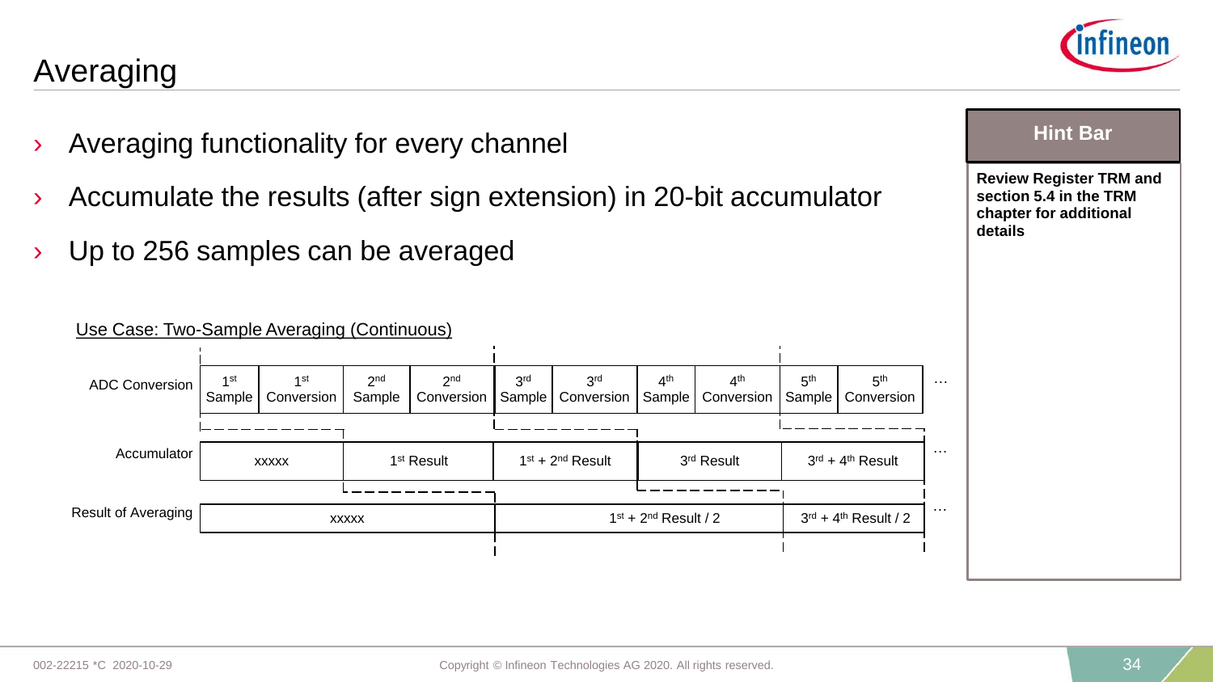# Averaging

- Averaging functionality for every channel
- Accumulate the results (after sign extension) in 20-bit accumulator
- Up to 256 samples can be averaged

**Hint Bar**

**Review Register TRM and section 5.4 in the TRM chapter for additional details**

Use Case: Two-Sample Averaging (Continuous)

| ADC Conversion | 1st Sample | 1st Conversion | 2nd Sample | 2nd Conversion | 3rd Sample | 3rd Conversion | 4th Sample | 4th Conversion | 5th Sample | 5th Conversion | … |
|---|---|---|---|---|---|---|---|---|---|---|---|
| Accumulator | xxxxx | | 1st Result | | 1st + 2nd Result | | 3rd Result | | 3rd + 4th Result | | … |
| Result of Averaging | xxxxx | | | | 1st + 2nd Result / 2 | | | | 3rd + 4th Result / 2 | | … |

002-22215 *C 2020-10-29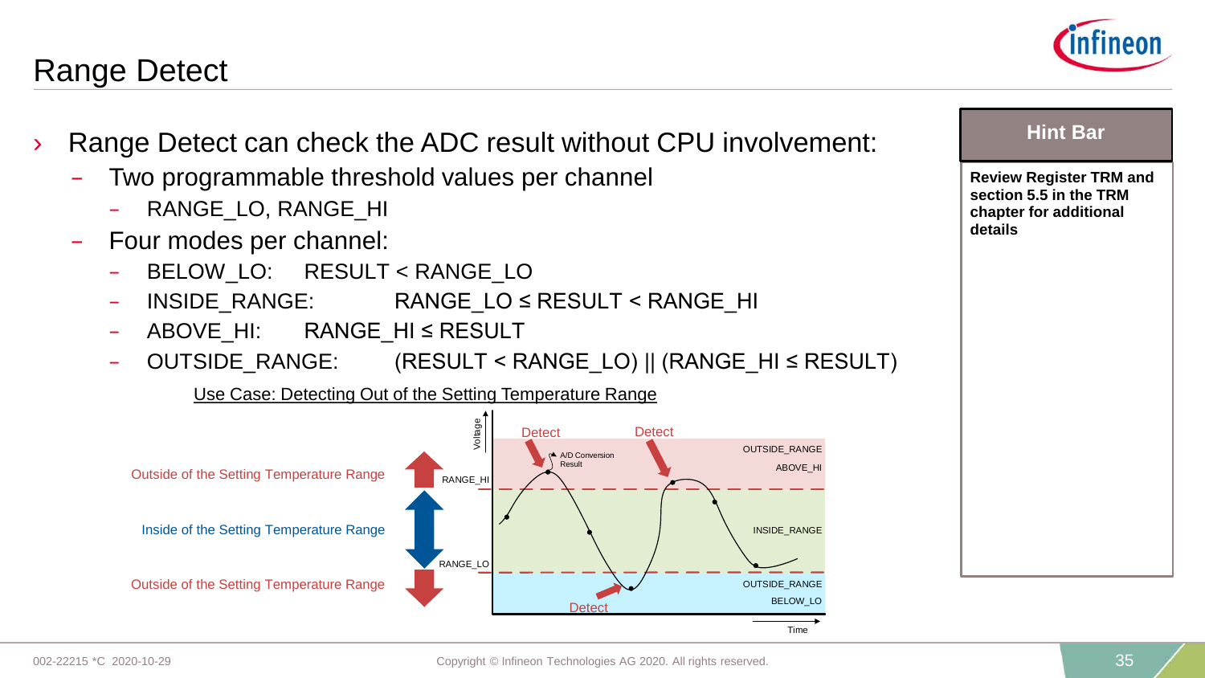# Range Detect

- Range Detect can check the ADC result without CPU involvement:
  - Two programmable threshold values per channel
    - RANGE_LO, RANGE_HI
  - Four modes per channel:
    - BELOW_LO: RESULT < RANGE_LO
    - INSIDE_RANGE: RANGE_LO ≤ RESULT < RANGE_HI
    - ABOVE_HI: RANGE_HI ≤ RESULT
    - OUTSIDE_RANGE: (RESULT < RANGE_LO) || (RANGE_HI ≤ RESULT)

Use Case: Detecting Out of the Setting Temperature Range

Outside of the Setting Temperature Range

Inside of the Setting Temperature Range

Outside of the Setting Temperature Range

Voltage | RANGE_HI | RANGE_LO | Time | Detect | Detect | Detect | A/D Conversion Result | OUTSIDE_RANGE | ABOVE_HI | INSIDE_RANGE | OUTSIDE_RANGE | BELOW_LO

**Hint Bar**

**Review Register TRM and section 5.5 in the TRM chapter for additional details**

002-22215 *C 2020-10-29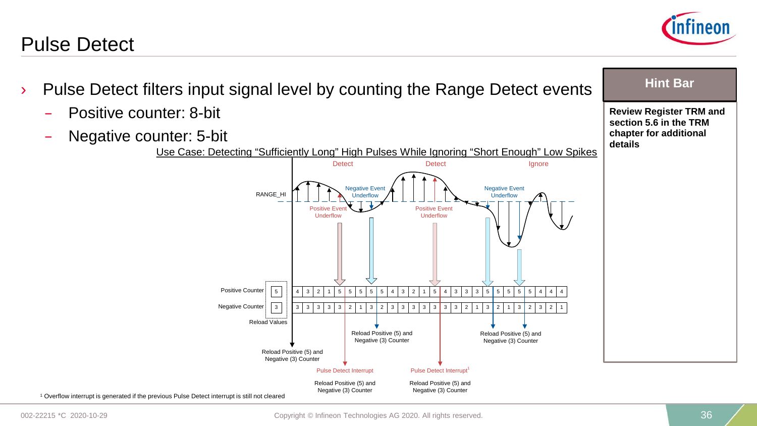# Pulse Detect

- Pulse Detect filters input signal level by counting the Range Detect events
  - Positive counter: 8-bit
  - Negative counter: 5-bit

Use Case: Detecting "Sufficiently Long" High Pulses While Ignoring "Short Enough" Low Spikes

Detect | Detect | Ignore

RANGE_HI

Negative Event Underflow | Positive Event Underflow | Positive Event Underflow | Negative Event Underflow

| Reload Values | | | | | | | | | | | | | | | | | | | | | | | | | | |
|---|---|---|---|---|---|---|---|---|---|---|---|---|---|---|---|---|---|---|---|---|---|---|---|---|---|---|
| Positive Counter: 5 | 4 | 3 | 2 | 1 | 5 | 5 | 5 | 5 | 5 | 4 | 3 | 2 | 1 | 5 | 4 | 3 | 3 | 3 | 5 | 5 | 5 | 5 | 5 | 4 | 4 | 4 |
| Negative Counter: 3 | 3 | 3 | 3 | 3 | 3 | 2 | 1 | 3 | 2 | 3 | 3 | 3 | 3 | 3 | 3 | 3 | 2 | 1 | 3 | 2 | 1 | 3 | 2 | 3 | 2 | 1 |

Reload Positive (5) and Negative (3) Counter

Reload Positive (5) and Negative (3) Counter

Reload Positive (5) and Negative (3) Counter

Pulse Detect Interrupt — Reload Positive (5) and Negative (3) Counter

Pulse Detect Interrupt[1] — Reload Positive (5) and Negative (3) Counter

[1] Overflow interrupt is generated if the previous Pulse Detect interrupt is still not cleared

**Hint Bar**

**Review Register TRM and section 5.6 in the TRM chapter for additional details**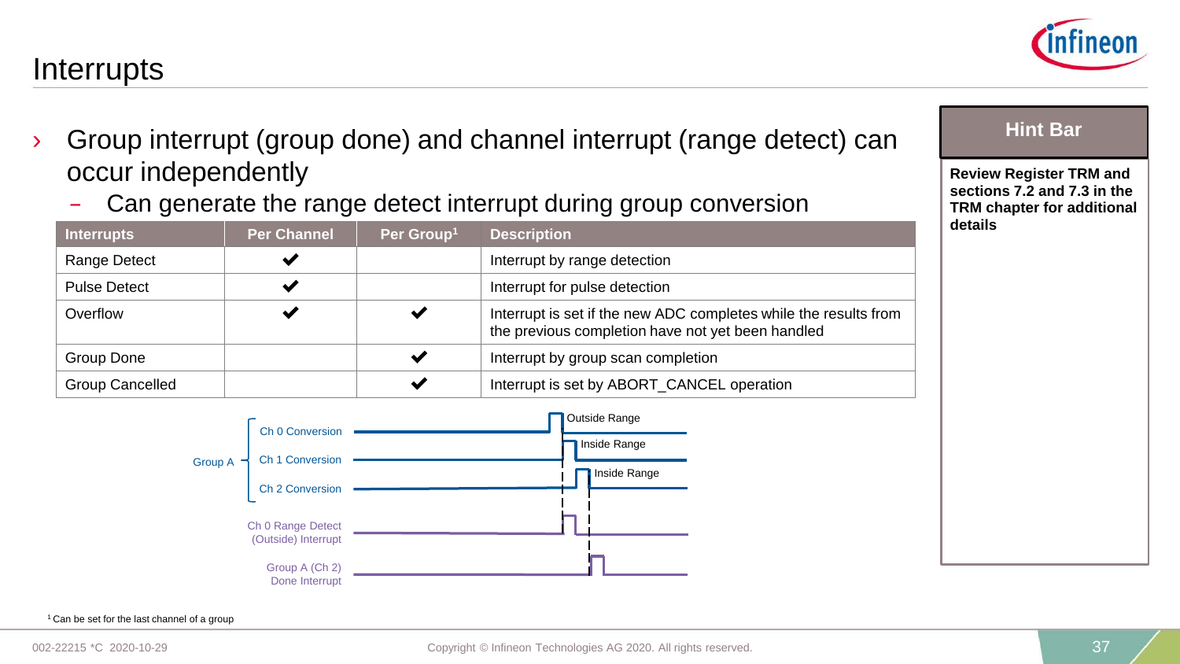# Interrupts

- Group interrupt (group done) and channel interrupt (range detect) can occur independently
  - Can generate the range detect interrupt during group conversion

| Interrupts | Per Channel | Per Group[1] | Description |
| --- | --- | --- | --- |
| Range Detect | ✔ | | Interrupt by range detection |
| Pulse Detect | ✔ | | Interrupt for pulse detection |
| Overflow | ✔ | ✔ | Interrupt is set if the new ADC completes while the results from the previous completion have not yet been handled |
| Group Done | | ✔ | Interrupt by group scan completion |
| Group Cancelled | | ✔ | Interrupt is set by ABORT_CANCEL operation |

Group A
- Ch 0 Conversion — Outside Range
- Ch 1 Conversion — Inside Range
- Ch 2 Conversion — Inside Range

Ch 0 Range Detect (Outside) Interrupt

Group A (Ch 2) Done Interrupt

[1] Can be set for the last channel of a group

**Hint Bar**

**Review Register TRM and sections 7.2 and 7.3 in the TRM chapter for additional details**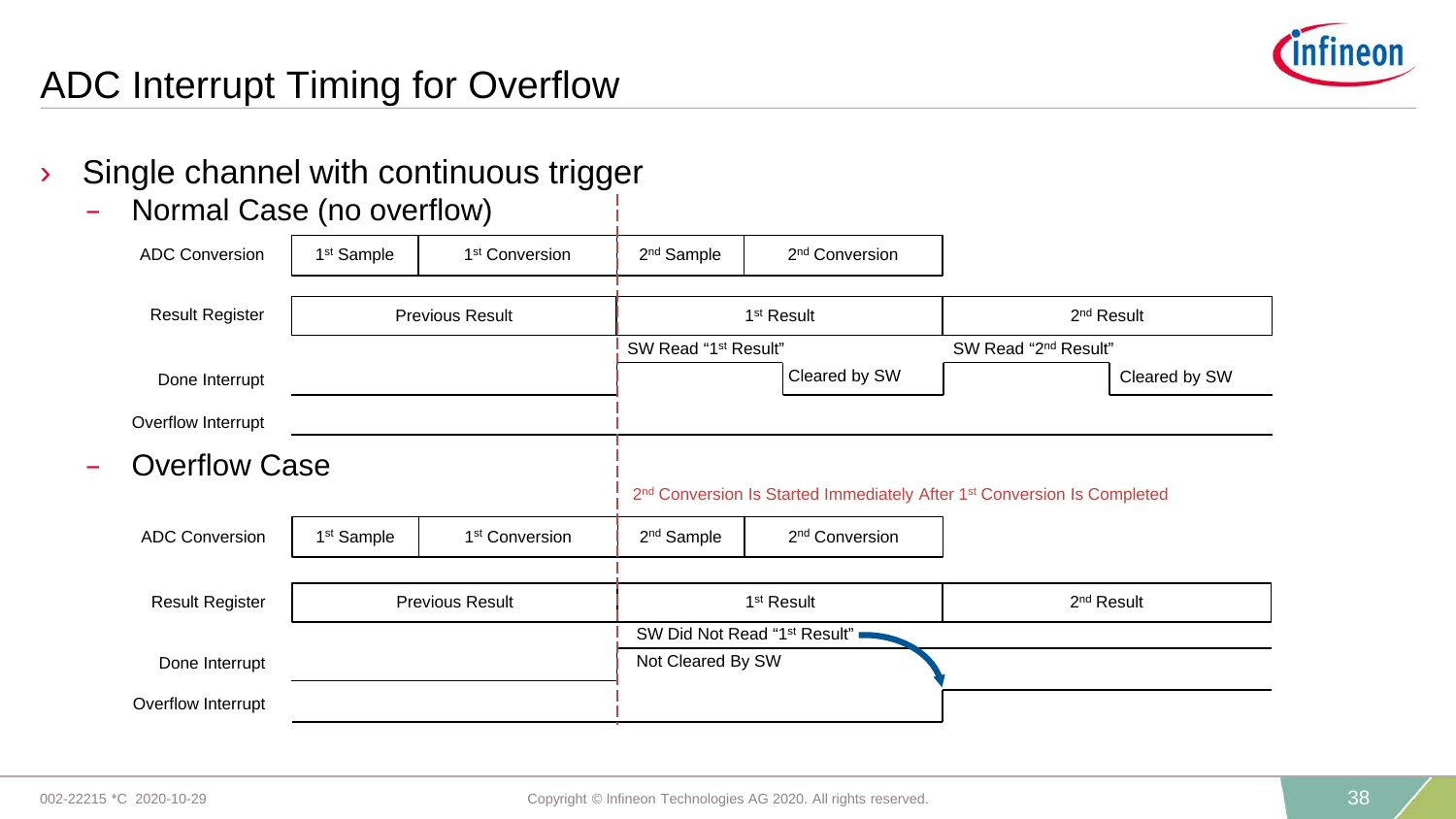# ADC Interrupt Timing for Overflow

- Single channel with continuous trigger
  - Normal Case (no overflow)

| | | | | | |
|---|---|---|---|---|---|
| ADC Conversion | 1st Sample | 1st Conversion | 2nd Sample | 2nd Conversion | |
| Result Register | Previous Result | | 1st Result | | 2nd Result |
| Done Interrupt | | | SW Read "1st Result" / Cleared by SW | | SW Read "2nd Result" / Cleared by SW |
| Overflow Interrupt | | | | | |

  - Overflow Case

2nd Conversion Is Started Immediately After 1st Conversion Is Completed

| | | | | | |
|---|---|---|---|---|---|
| ADC Conversion | 1st Sample | 1st Conversion | 2nd Sample | 2nd Conversion | |
| Result Register | Previous Result | | 1st Result | | 2nd Result |
| Done Interrupt | | | SW Did Not Read "1st Result" / Not Cleared By SW | | |
| Overflow Interrupt | | | | | |

002-22215 *C 2020-10-29

Copyright © Infineon Technologies AG 2020. All rights reserved.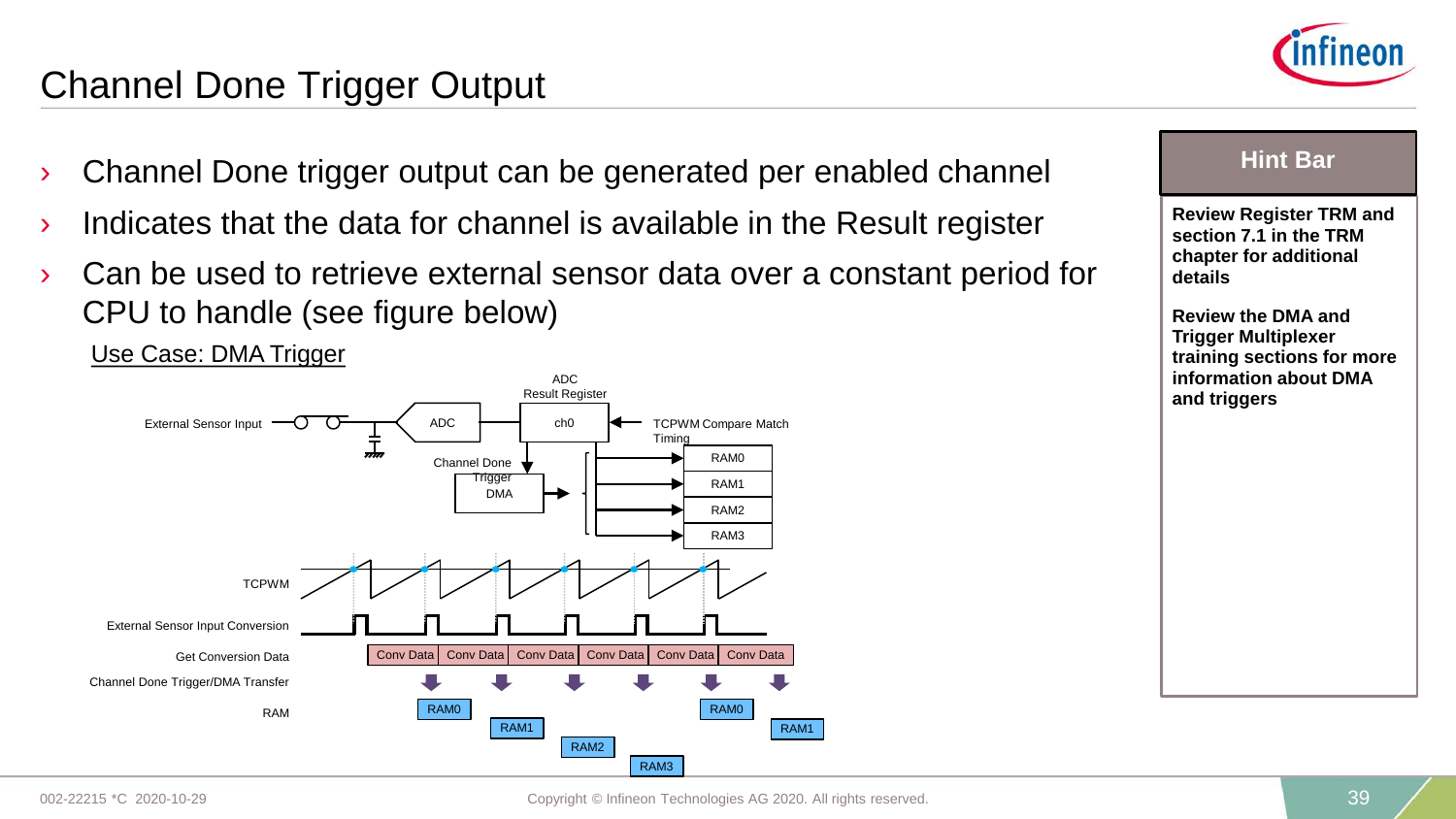# Channel Done Trigger Output

- Channel Done trigger output can be generated per enabled channel
- Indicates that the data for channel is available in the Result register
- Can be used to retrieve external sensor data over a constant period for CPU to handle (see figure below)

Use Case: DMA Trigger

External Sensor Input

ADC

ADC Result Register

ch0

TCPWM Compare Match Timing

Channel Done Trigger

DMA

RAM0

RAM1

RAM2

RAM3

TCPWM

External Sensor Input Conversion

Get Conversion Data

Conv Data | Conv Data | Conv Data | Conv Data | Conv Data | Conv Data

Channel Done Trigger/DMA Transfer

RAM

RAM0 RAM1 RAM2 RAM3 RAM0 RAM1

**Hint Bar**

**Review Register TRM and section 7.1 in the TRM chapter for additional details**

**Review the DMA and Trigger Multiplexer training sections for more information about DMA and triggers**

002-22215 *C 2020-10-29

Copyright © Infineon Technologies AG 2020. All rights reserved.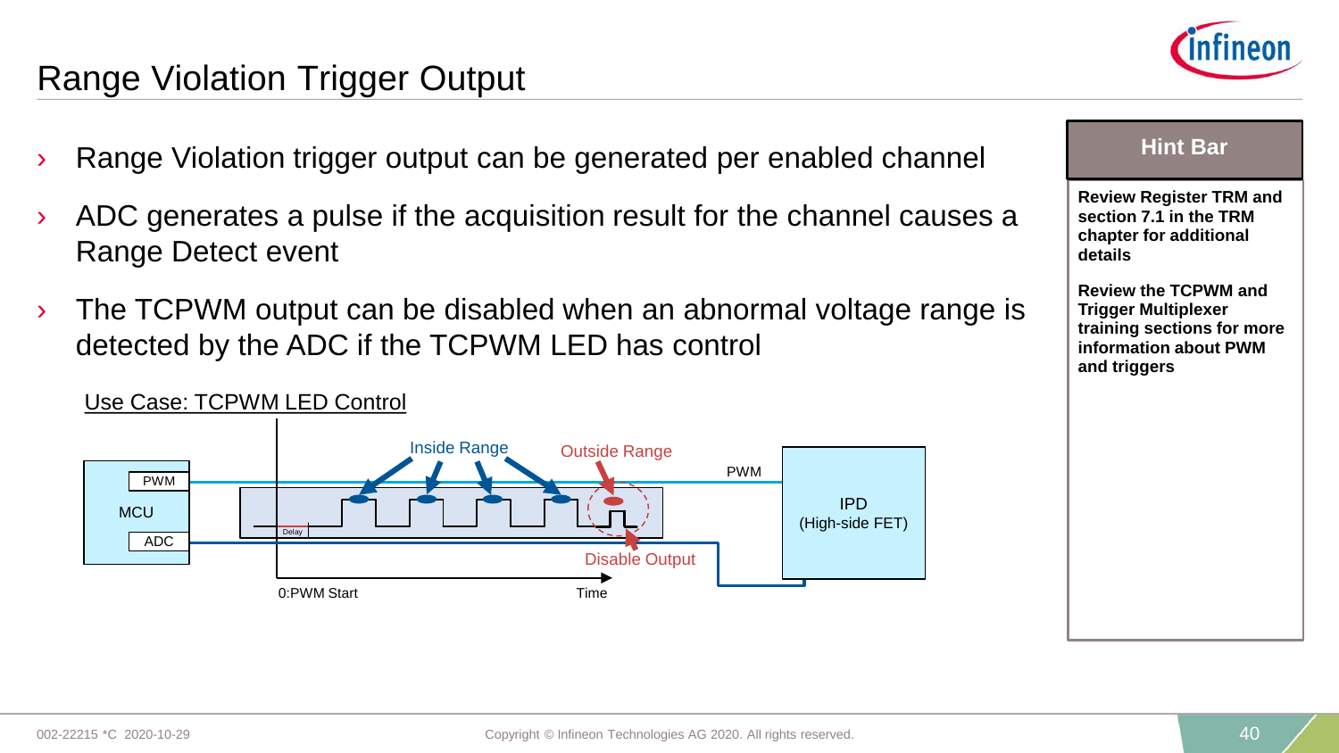# Range Violation Trigger Output

- Range Violation trigger output can be generated per enabled channel
- ADC generates a pulse if the acquisition result for the channel causes a Range Detect event
- The TCPWM output can be disabled when an abnormal voltage range is detected by the ADC if the TCPWM LED has control

Use Case: TCPWM LED Control

MCU PWM ADC Delay Inside Range Outside Range PWM IPD (High-side FET) Disable Output 0:PWM Start Time

**Hint Bar**

**Review Register TRM and section 7.1 in the TRM chapter for additional details**

**Review the TCPWM and Trigger Multiplexer training sections for more information about PWM and triggers**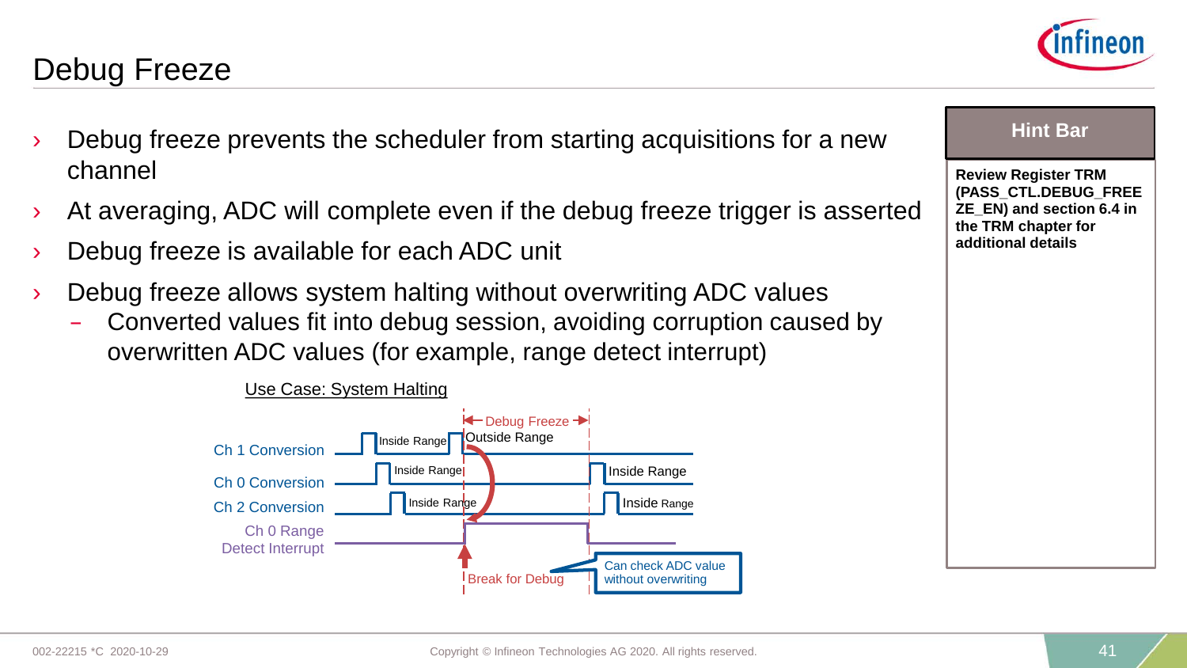# Debug Freeze

- Debug freeze prevents the scheduler from starting acquisitions for a new channel
- At averaging, ADC will complete even if the debug freeze trigger is asserted
- Debug freeze is available for each ADC unit
- Debug freeze allows system halting without overwriting ADC values
  - Converted values fit into debug session, avoiding corruption caused by overwritten ADC values (for example, range detect interrupt)

Use Case: System Halting

Debug Freeze

Ch 1 Conversion — Inside Range, Outside Range

Ch 0 Conversion — Inside Range, Inside Range

Ch 2 Conversion — Inside Range, Inside Range

Ch 0 Range Detect Interrupt

Break for Debug

Can check ADC value without overwriting

**Hint Bar**

**Review Register TRM (PASS_CTL.DEBUG_FREEZE_EN) and section 6.4 in the TRM chapter for additional details**

002-22215 *C 2020-10-29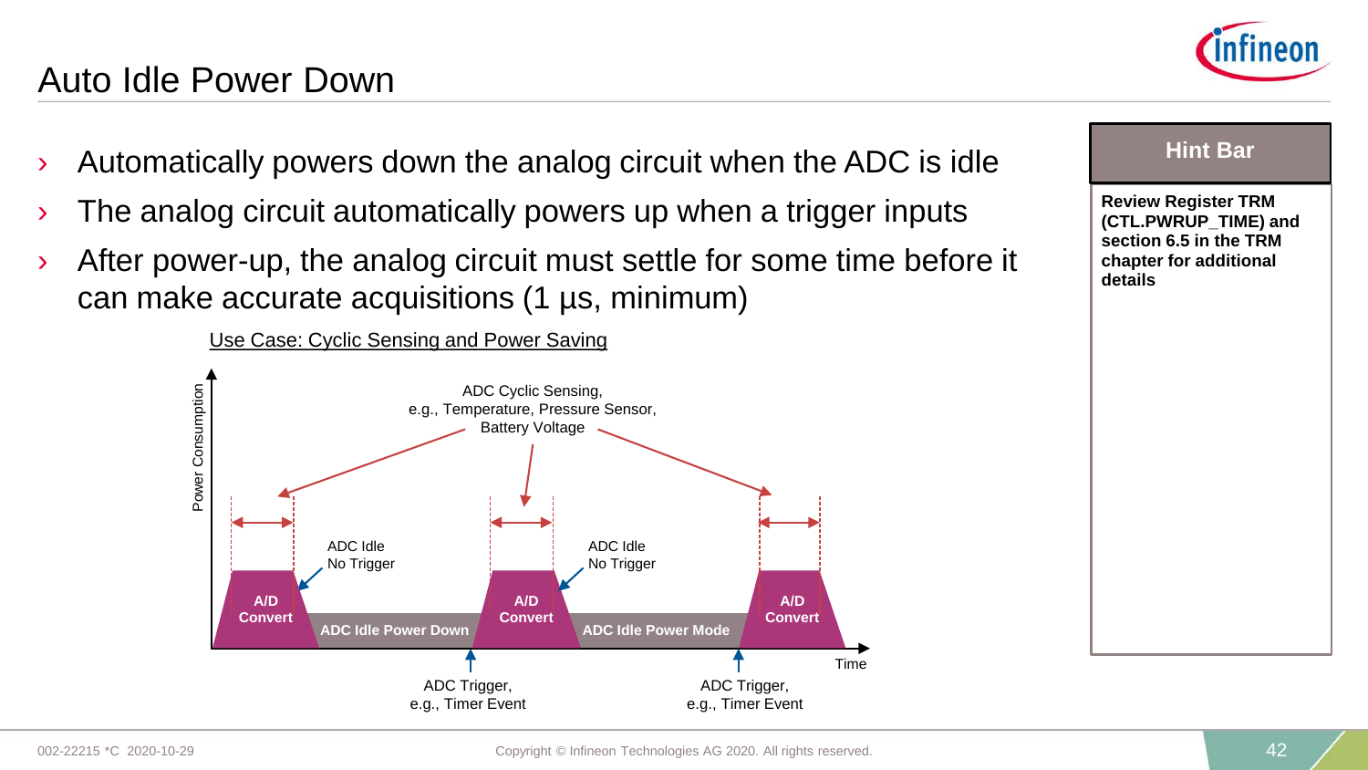# Auto Idle Power Down

- Automatically powers down the analog circuit when the ADC is idle
- The analog circuit automatically powers up when a trigger inputs
- After power-up, the analog circuit must settle for some time before it can make accurate acquisitions (1 µs, minimum)

Use Case: Cyclic Sensing and Power Saving

ADC Cyclic Sensing, e.g., Temperature, Pressure Sensor, Battery Voltage

Power Consumption

A/D Convert | ADC Idle Power Down | A/D Convert | ADC Idle Power Mode | A/D Convert

ADC Idle No Trigger

ADC Idle No Trigger

Time

ADC Trigger, e.g., Timer Event

ADC Trigger, e.g., Timer Event

**Hint Bar**

**Review Register TRM (CTL.PWRUP_TIME) and section 6.5 in the TRM chapter for additional details**

002-22215 *C 2020-10-29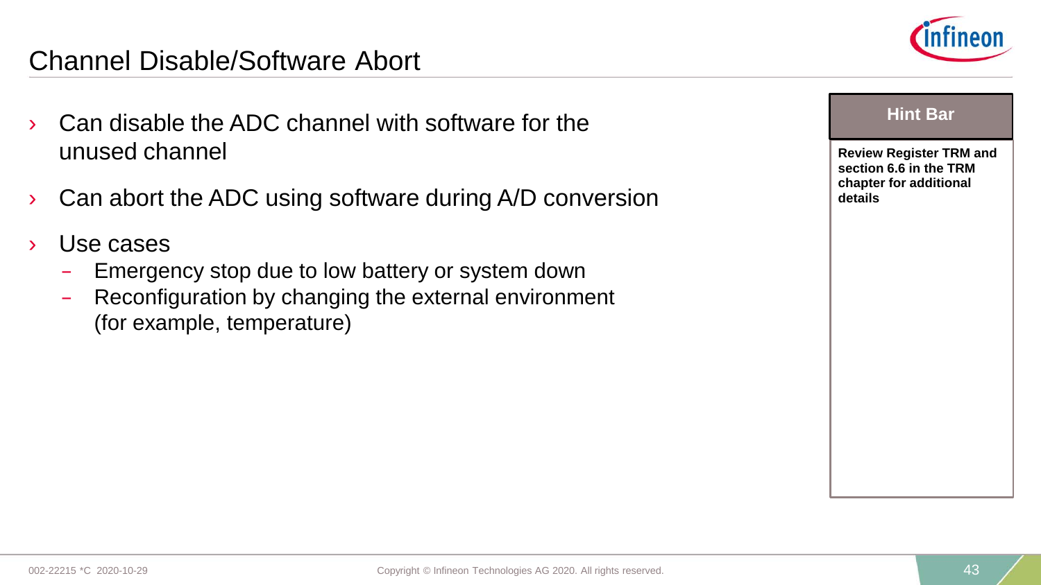# Channel Disable/Software Abort

- Can disable the ADC channel with software for the unused channel
- Can abort the ADC using software during A/D conversion
- Use cases
  - Emergency stop due to low battery or system down
  - Reconfiguration by changing the external environment (for example, temperature)

**Hint Bar**

**Review Register TRM and section 6.6 in the TRM chapter for additional details**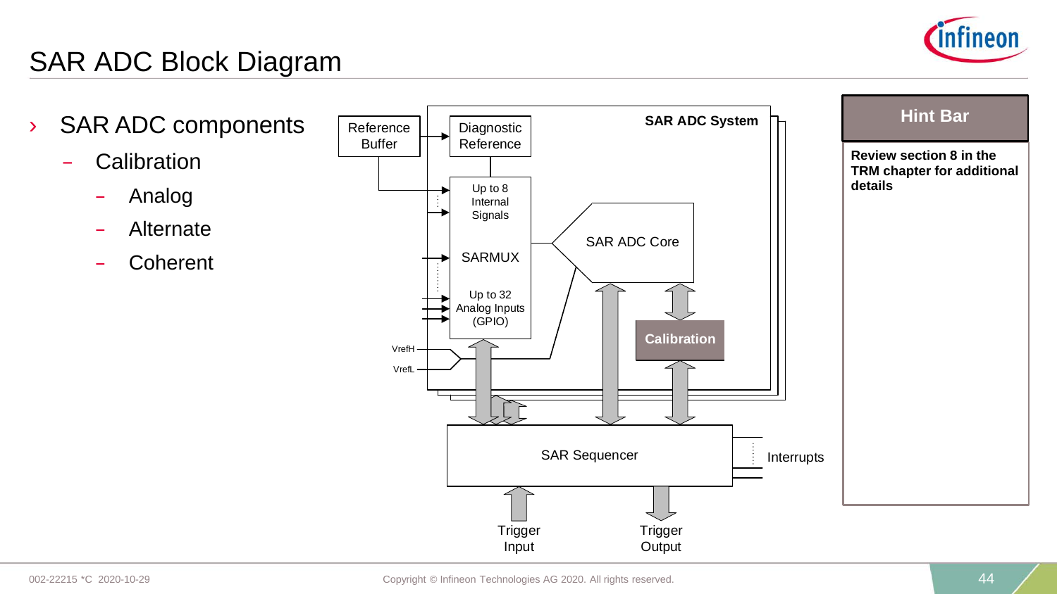# SAR ADC Block Diagram

- SAR ADC components
  - Calibration
    - Analog
    - Alternate
    - Coherent

Reference Buffer

Diagnostic Reference

SAR ADC System

Up to 8 Internal Signals

SARMUX

Up to 32 Analog Inputs (GPIO)

SAR ADC Core

Calibration

VrefH

VrefL

SAR Sequencer

Interrupts

Trigger Input

Trigger Output

**Hint Bar**

**Review section 8 in the TRM chapter for additional details**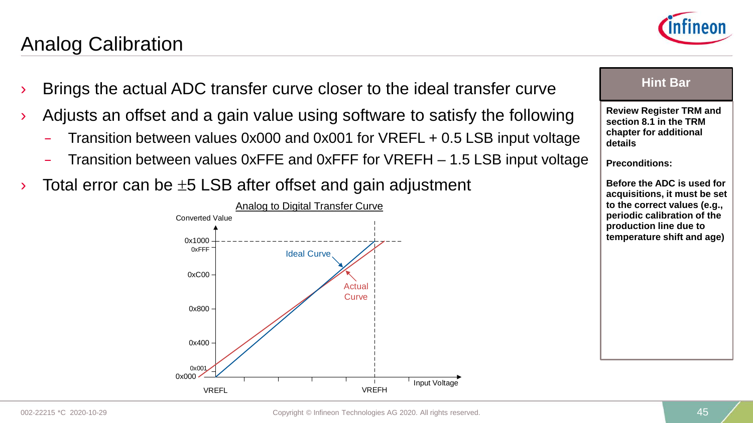# Analog Calibration

- Brings the actual ADC transfer curve closer to the ideal transfer curve
- Adjusts an offset and a gain value using software to satisfy the following
  - Transition between values 0x000 and 0x001 for VREFL + 0.5 LSB input voltage
  - Transition between values 0xFFE and 0xFFF for VREFH – 1.5 LSB input voltage
- Total error can be ±5 LSB after offset and gain adjustment

Analog to Digital Transfer Curve

Converted Value: 0x000, 0x001, 0x400, 0x800, 0xC00, 0xFFF, 0x1000

Input Voltage: VREFL, VREFH

Ideal Curve

Actual Curve

**Hint Bar**

**Review Register TRM and section 8.1 in the TRM chapter for additional details**

**Preconditions:**

**Before the ADC is used for acquisitions, it must be set to the correct values (e.g., periodic calibration of the production line due to temperature shift and age)**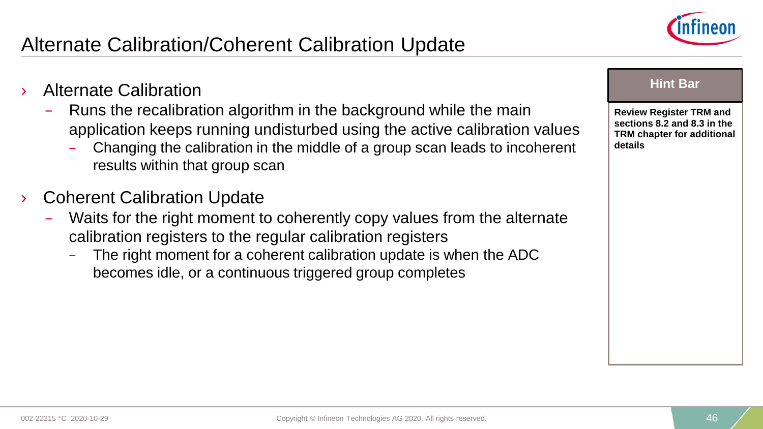# Alternate Calibration/Coherent Calibration Update

- Alternate Calibration
  - Runs the recalibration algorithm in the background while the main application keeps running undisturbed using the active calibration values
    - Changing the calibration in the middle of a group scan leads to incoherent results within that group scan
- Coherent Calibration Update
  - Waits for the right moment to coherently copy values from the alternate calibration registers to the regular calibration registers
    - The right moment for a coherent calibration update is when the ADC becomes idle, or a continuous triggered group completes

**Hint Bar**

**Review Register TRM and sections 8.2 and 8.3 in the TRM chapter for additional details**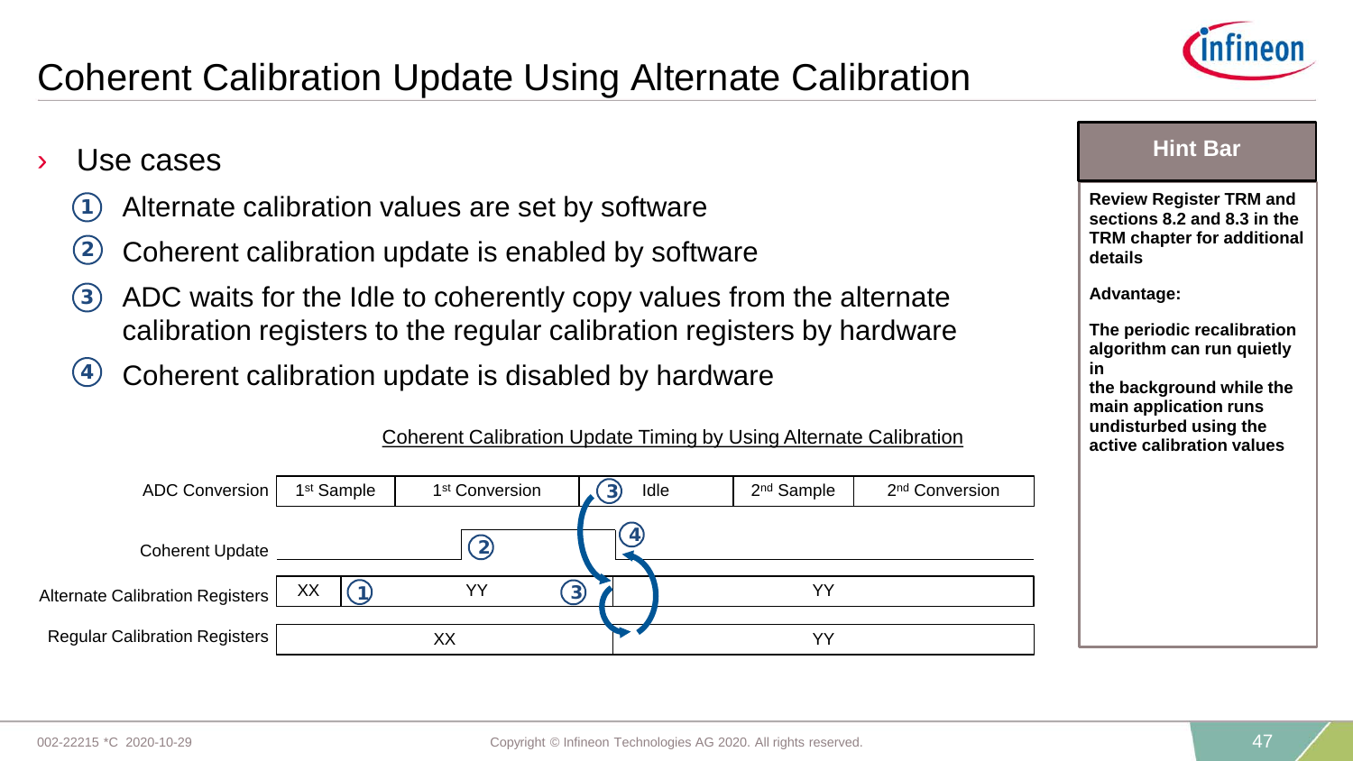# Coherent Calibration Update Using Alternate Calibration

- Use cases
  1. Alternate calibration values are set by software
  2. Coherent calibration update is enabled by software
  3. ADC waits for the Idle to coherently copy values from the alternate calibration registers to the regular calibration registers by hardware
  4. Coherent calibration update is disabled by hardware

Coherent Calibration Update Timing by Using Alternate Calibration

| Signal | | | | | |
|---|---|---|---|---|---|
| ADC Conversion | 1st Sample | 1st Conversion | ③ Idle | 2nd Sample | 2nd Conversion |
| Coherent Update | | ② (enabled) | ④ (disabled) | | |
| Alternate Calibration Registers | XX | ① YY ③ | YY | | |
| Regular Calibration Registers | XX | | YY | | |

**Hint Bar**

**Review Register TRM and sections 8.2 and 8.3 in the TRM chapter for additional details**

**Advantage:**

**The periodic recalibration algorithm can run quietly in the background while the main application runs undisturbed using the active calibration values**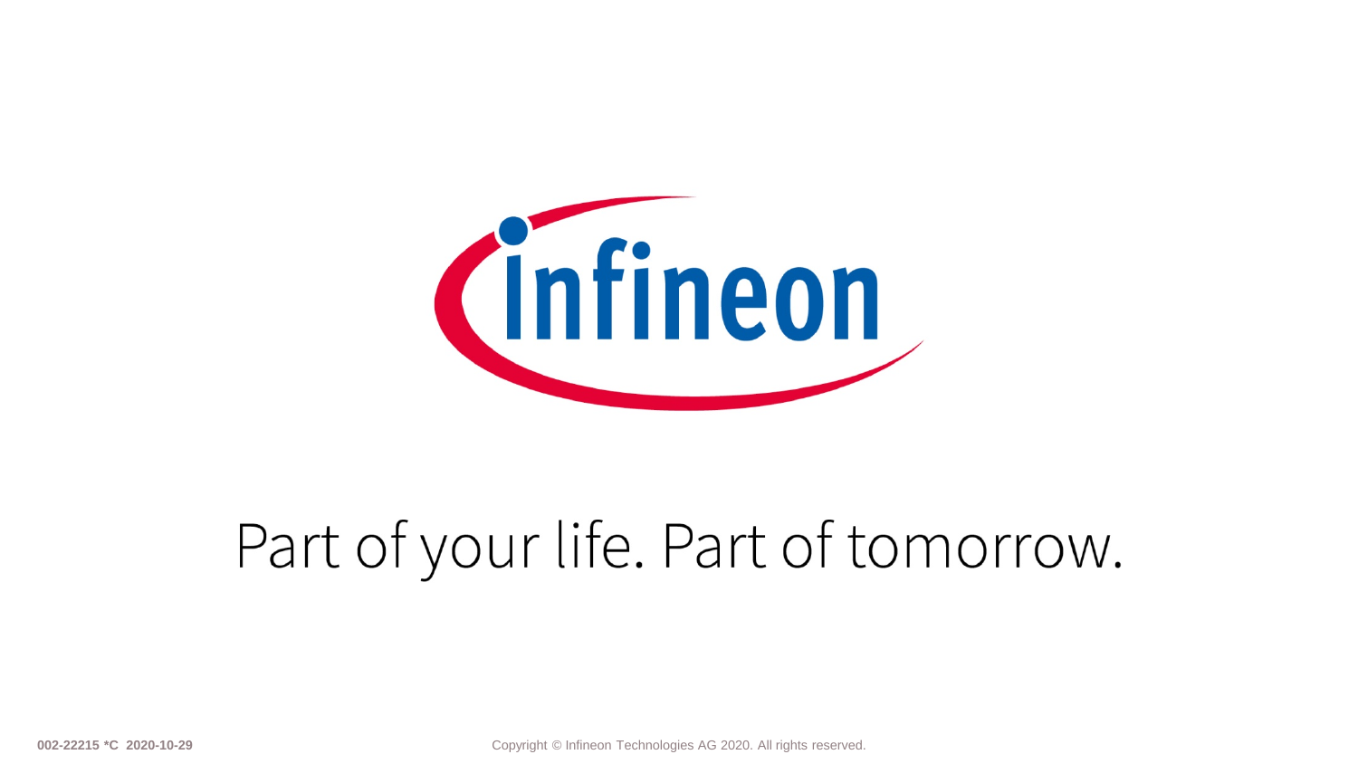Infineon

Part of your life. Part of tomorrow.

002-22215 *C 2020-10-29

Copyright © Infineon Technologies AG 2020. All rights reserved.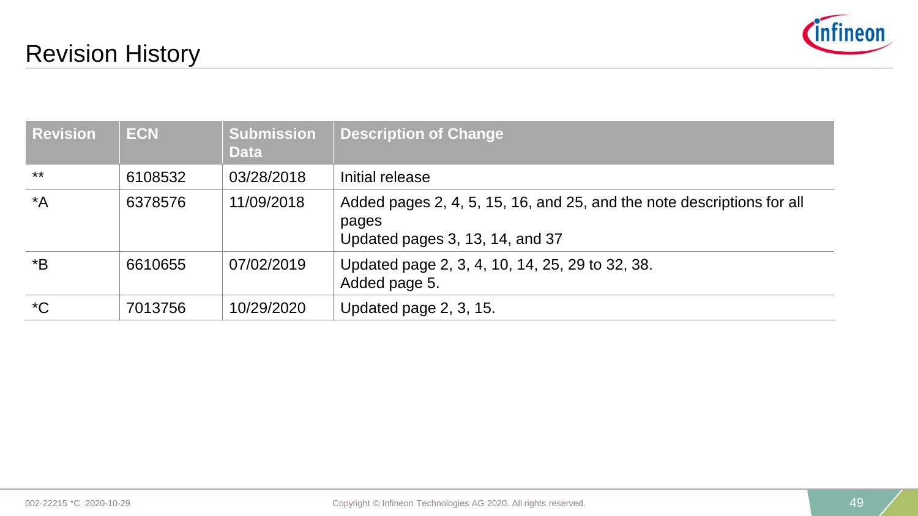# Revision History

| Revision | ECN | Submission Data | Description of Change |
|---|---|---|---|
| ** | 6108532 | 03/28/2018 | Initial release |
| *A | 6378576 | 11/09/2018 | Added pages 2, 4, 5, 15, 16, and 25, and the note descriptions for all pages<br>Updated pages 3, 13, 14, and 37 |
| *B | 6610655 | 07/02/2019 | Updated page 2, 3, 4, 10, 14, 25, 29 to 32, 38.<br>Added page 5. |
| *C | 7013756 | 10/29/2020 | Updated page 2, 3, 15. |